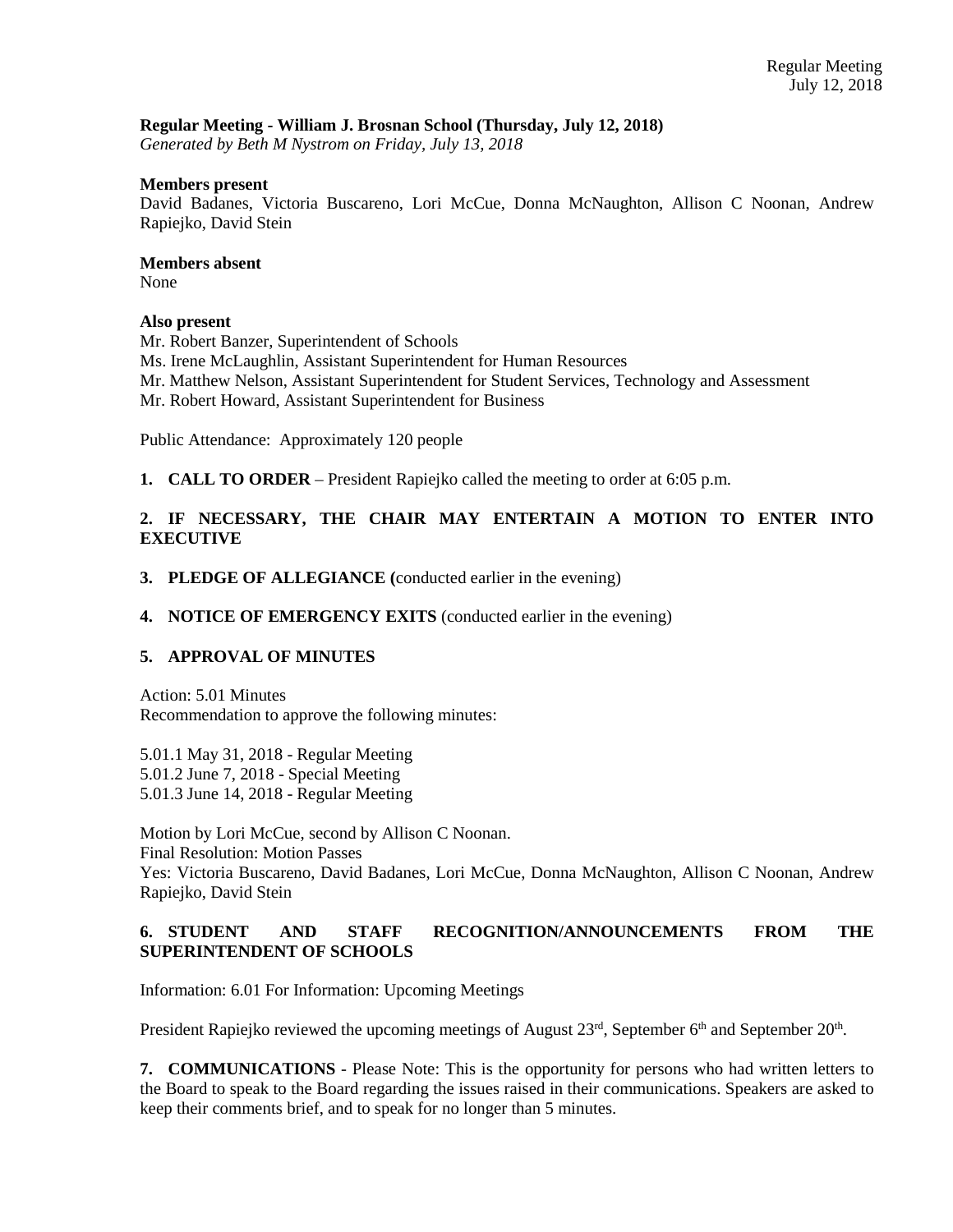**Regular Meeting - William J. Brosnan School (Thursday, July 12, 2018)**
*Generated by Beth M Nystrom on Friday, July 13, 2018*

**Members present**
David Badanes, Victoria Buscareno, Lori McCue, Donna McNaughton, Allison C Noonan, Andrew Rapiejko, David Stein

**Members absent**
None

**Also present**
Mr. Robert Banzer, Superintendent of Schools
Ms. Irene McLaughlin, Assistant Superintendent for Human Resources
Mr. Matthew Nelson, Assistant Superintendent for Student Services, Technology and Assessment
Mr. Robert Howard, Assistant Superintendent for Business

Public Attendance: Approximately 120 people

**1. CALL TO ORDER** – President Rapiejko called the meeting to order at 6:05 p.m.

**2. IF NECESSARY, THE CHAIR MAY ENTERTAIN A MOTION TO ENTER INTO EXECUTIVE**

**3. PLEDGE OF ALLEGIANCE (**conducted earlier in the evening)

**4. NOTICE OF EMERGENCY EXITS** (conducted earlier in the evening)

**5. APPROVAL OF MINUTES**

Action: 5.01 Minutes
Recommendation to approve the following minutes:

5.01.1 May 31, 2018 - Regular Meeting
5.01.2 June 7, 2018 - Special Meeting
5.01.3 June 14, 2018 - Regular Meeting

Motion by Lori McCue, second by Allison C Noonan.
Final Resolution: Motion Passes
Yes: Victoria Buscareno, David Badanes, Lori McCue, Donna McNaughton, Allison C Noonan, Andrew Rapiejko, David Stein

**6. STUDENT AND STAFF RECOGNITION/ANNOUNCEMENTS FROM THE SUPERINTENDENT OF SCHOOLS**

Information: 6.01 For Information: Upcoming Meetings

President Rapiejko reviewed the upcoming meetings of August 23rd, September 6th and September 20th.

**7. COMMUNICATIONS** - Please Note: This is the opportunity for persons who had written letters to the Board to speak to the Board regarding the issues raised in their communications. Speakers are asked to keep their comments brief, and to speak for no longer than 5 minutes.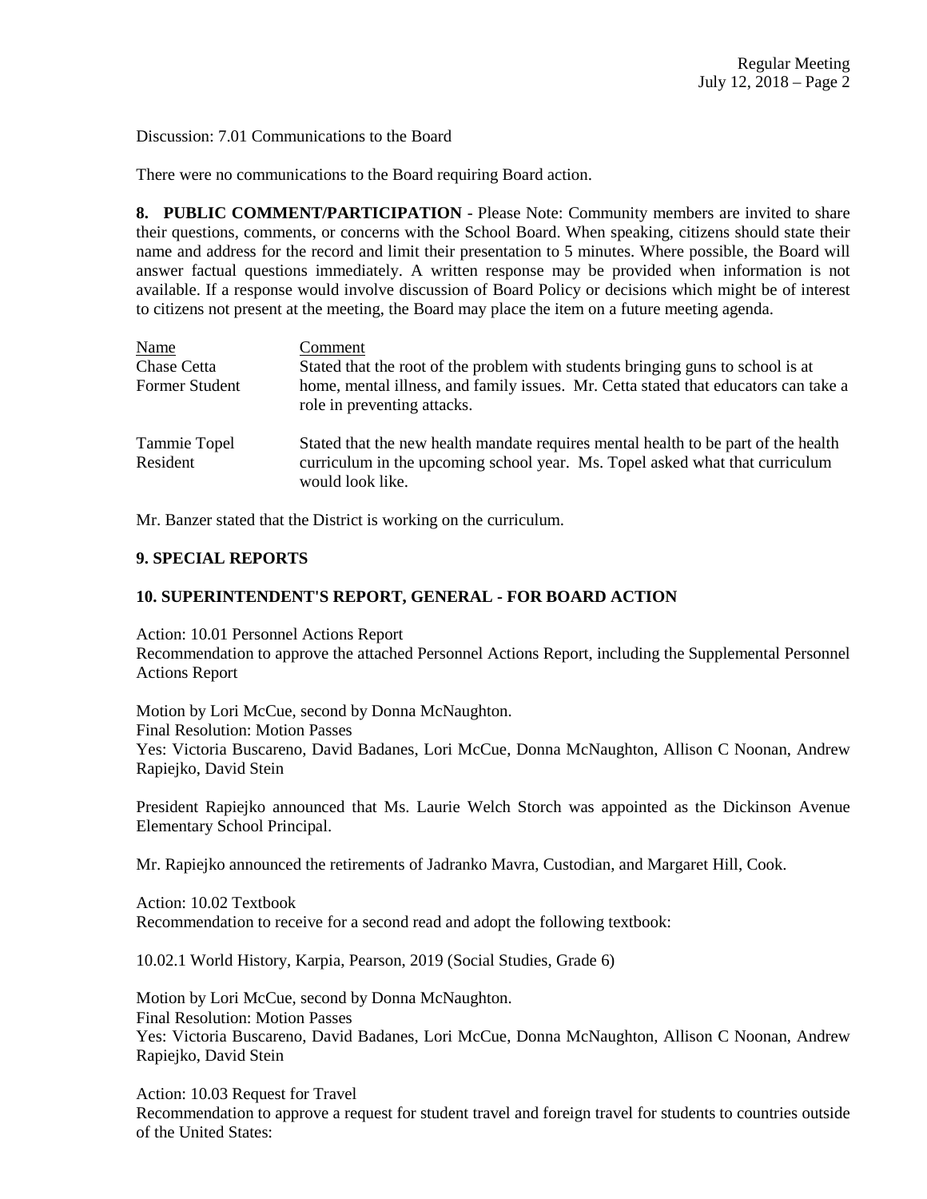Discussion: 7.01 Communications to the Board

There were no communications to the Board requiring Board action.

**8. PUBLIC COMMENT/PARTICIPATION** - Please Note: Community members are invited to share their questions, comments, or concerns with the School Board. When speaking, citizens should state their name and address for the record and limit their presentation to 5 minutes. Where possible, the Board will answer factual questions immediately. A written response may be provided when information is not available. If a response would involve discussion of Board Policy or decisions which might be of interest to citizens not present at the meeting, the Board may place the item on a future meeting agenda.

| Name | Comment |
| --- | --- |
| Chase Cetta<br>Former Student | Stated that the root of the problem with students bringing guns to school is at home, mental illness, and family issues. Mr. Cetta stated that educators can take a role in preventing attacks. |
| Tammie Topel<br>Resident | Stated that the new health mandate requires mental health to be part of the health curriculum in the upcoming school year. Ms. Topel asked what that curriculum would look like. |

Mr. Banzer stated that the District is working on the curriculum.

**9. SPECIAL REPORTS**

**10. SUPERINTENDENT'S REPORT, GENERAL - FOR BOARD ACTION**

Action: 10.01 Personnel Actions Report
Recommendation to approve the attached Personnel Actions Report, including the Supplemental Personnel Actions Report

Motion by Lori McCue, second by Donna McNaughton.
Final Resolution: Motion Passes
Yes: Victoria Buscareno, David Badanes, Lori McCue, Donna McNaughton, Allison C Noonan, Andrew Rapiejko, David Stein

President Rapiejko announced that Ms. Laurie Welch Storch was appointed as the Dickinson Avenue Elementary School Principal.

Mr. Rapiejko announced the retirements of Jadranko Mavra, Custodian, and Margaret Hill, Cook.

Action: 10.02 Textbook
Recommendation to receive for a second read and adopt the following textbook:

10.02.1 World History, Karpia, Pearson, 2019 (Social Studies, Grade 6)

Motion by Lori McCue, second by Donna McNaughton.
Final Resolution: Motion Passes
Yes: Victoria Buscareno, David Badanes, Lori McCue, Donna McNaughton, Allison C Noonan, Andrew Rapiejko, David Stein

Action: 10.03 Request for Travel
Recommendation to approve a request for student travel and foreign travel for students to countries outside of the United States: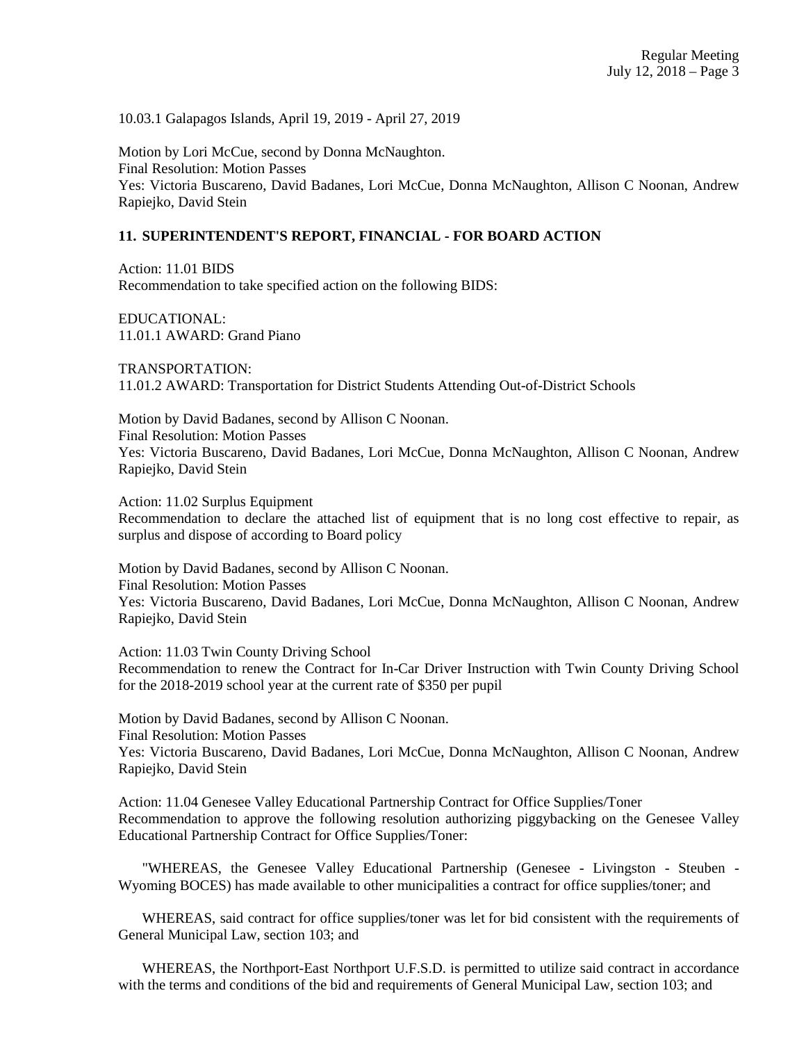10.03.1 Galapagos Islands, April 19, 2019 - April 27, 2019

Motion by Lori McCue, second by Donna McNaughton.
Final Resolution: Motion Passes
Yes: Victoria Buscareno, David Badanes, Lori McCue, Donna McNaughton, Allison C Noonan, Andrew Rapiejko, David Stein

## 11. SUPERINTENDENT'S REPORT, FINANCIAL - FOR BOARD ACTION

Action: 11.01 BIDS
Recommendation to take specified action on the following BIDS:

EDUCATIONAL:
11.01.1 AWARD: Grand Piano

TRANSPORTATION:
11.01.2 AWARD: Transportation for District Students Attending Out-of-District Schools

Motion by David Badanes, second by Allison C Noonan.
Final Resolution: Motion Passes
Yes: Victoria Buscareno, David Badanes, Lori McCue, Donna McNaughton, Allison C Noonan, Andrew Rapiejko, David Stein

Action: 11.02 Surplus Equipment
Recommendation to declare the attached list of equipment that is no long cost effective to repair, as surplus and dispose of according to Board policy

Motion by David Badanes, second by Allison C Noonan.
Final Resolution: Motion Passes
Yes: Victoria Buscareno, David Badanes, Lori McCue, Donna McNaughton, Allison C Noonan, Andrew Rapiejko, David Stein

Action: 11.03 Twin County Driving School
Recommendation to renew the Contract for In-Car Driver Instruction with Twin County Driving School for the 2018-2019 school year at the current rate of $350 per pupil

Motion by David Badanes, second by Allison C Noonan.
Final Resolution: Motion Passes
Yes: Victoria Buscareno, David Badanes, Lori McCue, Donna McNaughton, Allison C Noonan, Andrew Rapiejko, David Stein

Action: 11.04 Genesee Valley Educational Partnership Contract for Office Supplies/Toner
Recommendation to approve the following resolution authorizing piggybacking on the Genesee Valley Educational Partnership Contract for Office Supplies/Toner:

"WHEREAS, the Genesee Valley Educational Partnership (Genesee - Livingston - Steuben - Wyoming BOCES) has made available to other municipalities a contract for office supplies/toner; and

WHEREAS, said contract for office supplies/toner was let for bid consistent with the requirements of General Municipal Law, section 103; and

WHEREAS, the Northport-East Northport U.F.S.D. is permitted to utilize said contract in accordance with the terms and conditions of the bid and requirements of General Municipal Law, section 103; and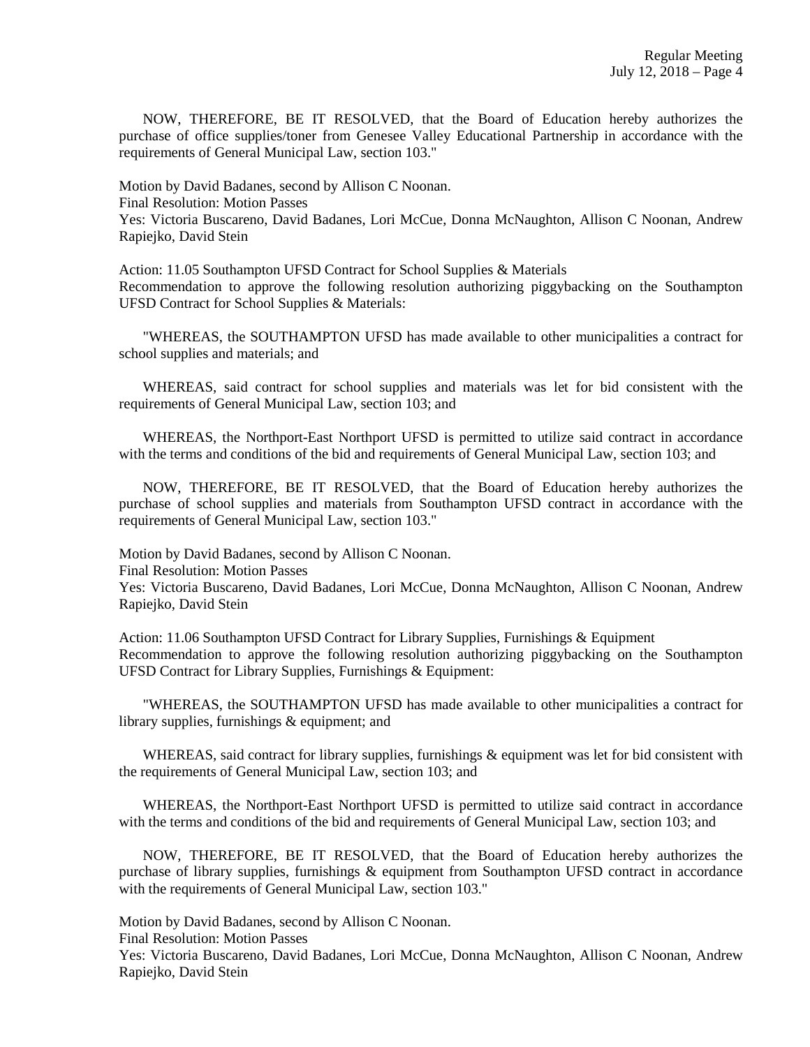NOW, THEREFORE, BE IT RESOLVED, that the Board of Education hereby authorizes the purchase of office supplies/toner from Genesee Valley Educational Partnership in accordance with the requirements of General Municipal Law, section 103."

Motion by David Badanes, second by Allison C Noonan.
Final Resolution: Motion Passes
Yes: Victoria Buscareno, David Badanes, Lori McCue, Donna McNaughton, Allison C Noonan, Andrew Rapiejko, David Stein

Action: 11.05 Southampton UFSD Contract for School Supplies & Materials
Recommendation to approve the following resolution authorizing piggybacking on the Southampton UFSD Contract for School Supplies & Materials:

"WHEREAS, the SOUTHAMPTON UFSD has made available to other municipalities a contract for school supplies and materials; and

WHEREAS, said contract for school supplies and materials was let for bid consistent with the requirements of General Municipal Law, section 103; and

WHEREAS, the Northport-East Northport UFSD is permitted to utilize said contract in accordance with the terms and conditions of the bid and requirements of General Municipal Law, section 103; and

NOW, THEREFORE, BE IT RESOLVED, that the Board of Education hereby authorizes the purchase of school supplies and materials from Southampton UFSD contract in accordance with the requirements of General Municipal Law, section 103."

Motion by David Badanes, second by Allison C Noonan.
Final Resolution: Motion Passes
Yes: Victoria Buscareno, David Badanes, Lori McCue, Donna McNaughton, Allison C Noonan, Andrew Rapiejko, David Stein

Action: 11.06 Southampton UFSD Contract for Library Supplies, Furnishings & Equipment
Recommendation to approve the following resolution authorizing piggybacking on the Southampton UFSD Contract for Library Supplies, Furnishings & Equipment:

"WHEREAS, the SOUTHAMPTON UFSD has made available to other municipalities a contract for library supplies, furnishings & equipment; and

WHEREAS, said contract for library supplies, furnishings & equipment was let for bid consistent with the requirements of General Municipal Law, section 103; and

WHEREAS, the Northport-East Northport UFSD is permitted to utilize said contract in accordance with the terms and conditions of the bid and requirements of General Municipal Law, section 103; and

NOW, THEREFORE, BE IT RESOLVED, that the Board of Education hereby authorizes the purchase of library supplies, furnishings & equipment from Southampton UFSD contract in accordance with the requirements of General Municipal Law, section 103."

Motion by David Badanes, second by Allison C Noonan.
Final Resolution: Motion Passes
Yes: Victoria Buscareno, David Badanes, Lori McCue, Donna McNaughton, Allison C Noonan, Andrew Rapiejko, David Stein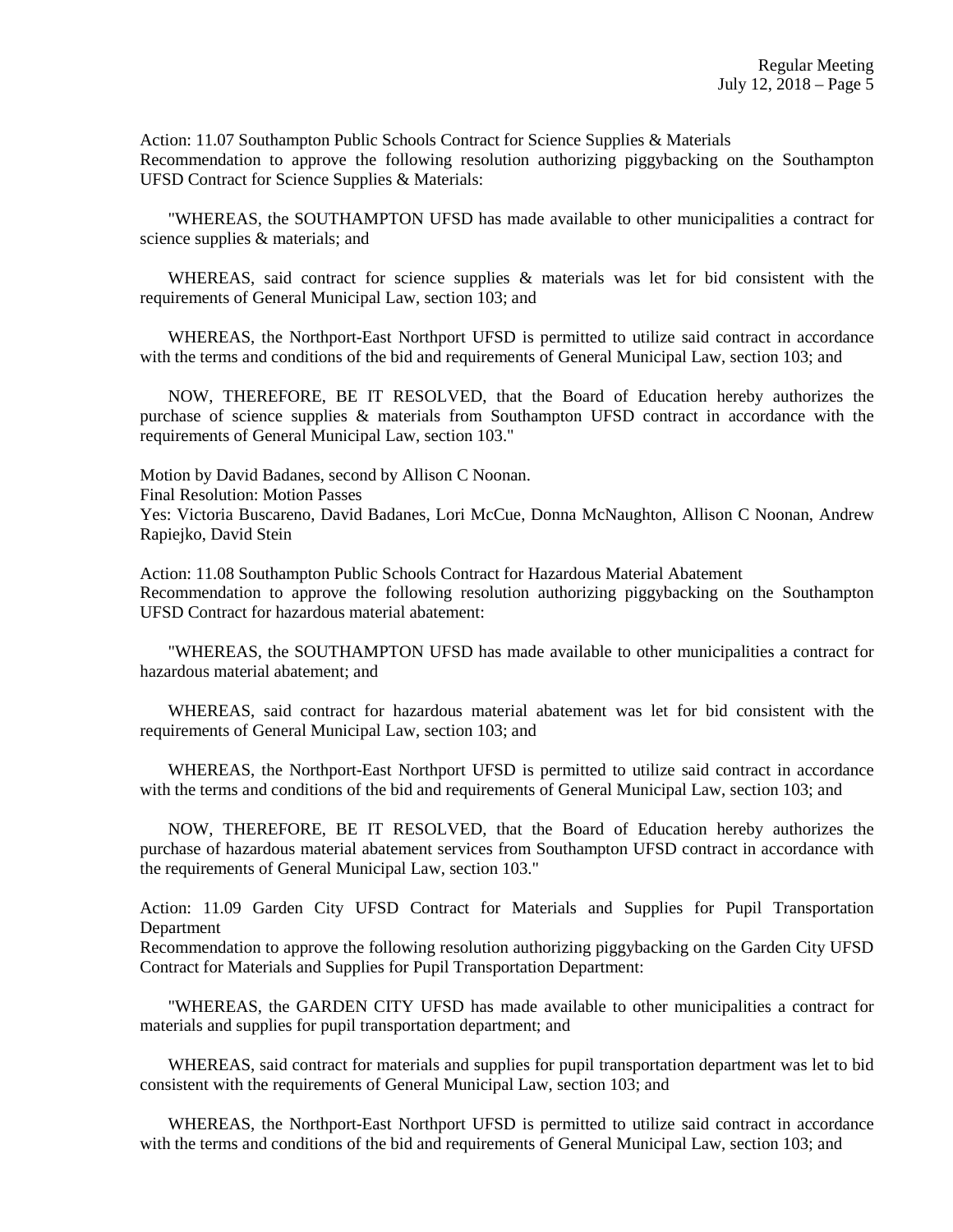Action: 11.07 Southampton Public Schools Contract for Science Supplies & Materials
Recommendation to approve the following resolution authorizing piggybacking on the Southampton UFSD Contract for Science Supplies & Materials:

"WHEREAS, the SOUTHAMPTON UFSD has made available to other municipalities a contract for science supplies & materials; and

WHEREAS, said contract for science supplies & materials was let for bid consistent with the requirements of General Municipal Law, section 103; and

WHEREAS, the Northport-East Northport UFSD is permitted to utilize said contract in accordance with the terms and conditions of the bid and requirements of General Municipal Law, section 103; and

NOW, THEREFORE, BE IT RESOLVED, that the Board of Education hereby authorizes the purchase of science supplies & materials from Southampton UFSD contract in accordance with the requirements of General Municipal Law, section 103."

Motion by David Badanes, second by Allison C Noonan.
Final Resolution: Motion Passes
Yes: Victoria Buscareno, David Badanes, Lori McCue, Donna McNaughton, Allison C Noonan, Andrew Rapiejko, David Stein

Action: 11.08 Southampton Public Schools Contract for Hazardous Material Abatement
Recommendation to approve the following resolution authorizing piggybacking on the Southampton UFSD Contract for hazardous material abatement:

"WHEREAS, the SOUTHAMPTON UFSD has made available to other municipalities a contract for hazardous material abatement; and

WHEREAS, said contract for hazardous material abatement was let for bid consistent with the requirements of General Municipal Law, section 103; and

WHEREAS, the Northport-East Northport UFSD is permitted to utilize said contract in accordance with the terms and conditions of the bid and requirements of General Municipal Law, section 103; and

NOW, THEREFORE, BE IT RESOLVED, that the Board of Education hereby authorizes the purchase of hazardous material abatement services from Southampton UFSD contract in accordance with the requirements of General Municipal Law, section 103."

Action: 11.09 Garden City UFSD Contract for Materials and Supplies for Pupil Transportation Department
Recommendation to approve the following resolution authorizing piggybacking on the Garden City UFSD Contract for Materials and Supplies for Pupil Transportation Department:

"WHEREAS, the GARDEN CITY UFSD has made available to other municipalities a contract for materials and supplies for pupil transportation department; and

WHEREAS, said contract for materials and supplies for pupil transportation department was let to bid consistent with the requirements of General Municipal Law, section 103; and

WHEREAS, the Northport-East Northport UFSD is permitted to utilize said contract in accordance with the terms and conditions of the bid and requirements of General Municipal Law, section 103; and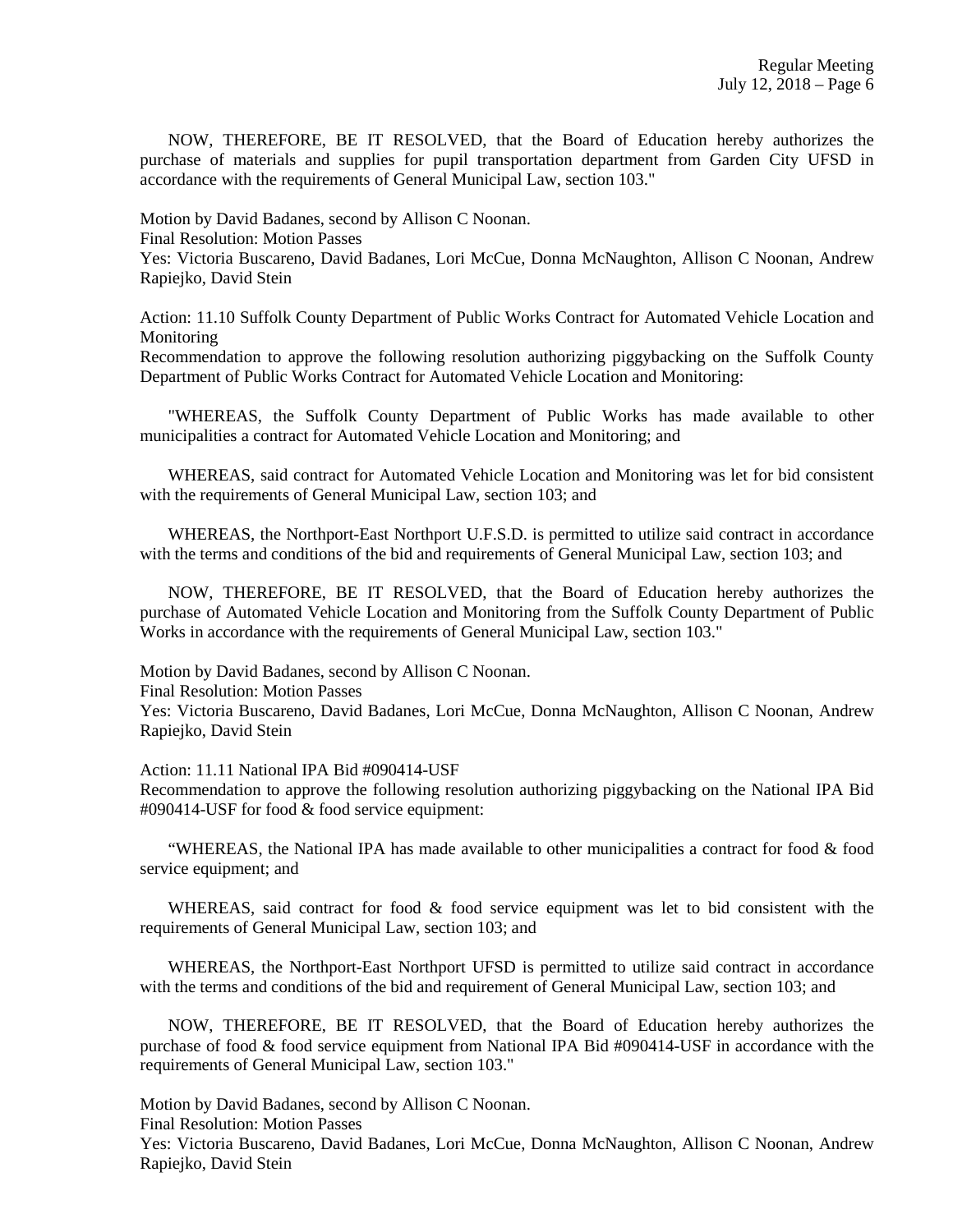NOW, THEREFORE, BE IT RESOLVED, that the Board of Education hereby authorizes the purchase of materials and supplies for pupil transportation department from Garden City UFSD in accordance with the requirements of General Municipal Law, section 103."

Motion by David Badanes, second by Allison C Noonan.
Final Resolution: Motion Passes
Yes: Victoria Buscareno, David Badanes, Lori McCue, Donna McNaughton, Allison C Noonan, Andrew Rapiejko, David Stein

Action: 11.10 Suffolk County Department of Public Works Contract for Automated Vehicle Location and Monitoring
Recommendation to approve the following resolution authorizing piggybacking on the Suffolk County Department of Public Works Contract for Automated Vehicle Location and Monitoring:

"WHEREAS, the Suffolk County Department of Public Works has made available to other municipalities a contract for Automated Vehicle Location and Monitoring; and

WHEREAS, said contract for Automated Vehicle Location and Monitoring was let for bid consistent with the requirements of General Municipal Law, section 103; and

WHEREAS, the Northport-East Northport U.F.S.D. is permitted to utilize said contract in accordance with the terms and conditions of the bid and requirements of General Municipal Law, section 103; and

NOW, THEREFORE, BE IT RESOLVED, that the Board of Education hereby authorizes the purchase of Automated Vehicle Location and Monitoring from the Suffolk County Department of Public Works in accordance with the requirements of General Municipal Law, section 103."

Motion by David Badanes, second by Allison C Noonan.
Final Resolution: Motion Passes
Yes: Victoria Buscareno, David Badanes, Lori McCue, Donna McNaughton, Allison C Noonan, Andrew Rapiejko, David Stein

Action: 11.11 National IPA Bid #090414-USF
Recommendation to approve the following resolution authorizing piggybacking on the National IPA Bid #090414-USF for food & food service equipment:

"WHEREAS, the National IPA has made available to other municipalities a contract for food & food service equipment; and

WHEREAS, said contract for food & food service equipment was let to bid consistent with the requirements of General Municipal Law, section 103; and

WHEREAS, the Northport-East Northport UFSD is permitted to utilize said contract in accordance with the terms and conditions of the bid and requirement of General Municipal Law, section 103; and

NOW, THEREFORE, BE IT RESOLVED, that the Board of Education hereby authorizes the purchase of food & food service equipment from National IPA Bid #090414-USF in accordance with the requirements of General Municipal Law, section 103."

Motion by David Badanes, second by Allison C Noonan.
Final Resolution: Motion Passes
Yes: Victoria Buscareno, David Badanes, Lori McCue, Donna McNaughton, Allison C Noonan, Andrew Rapiejko, David Stein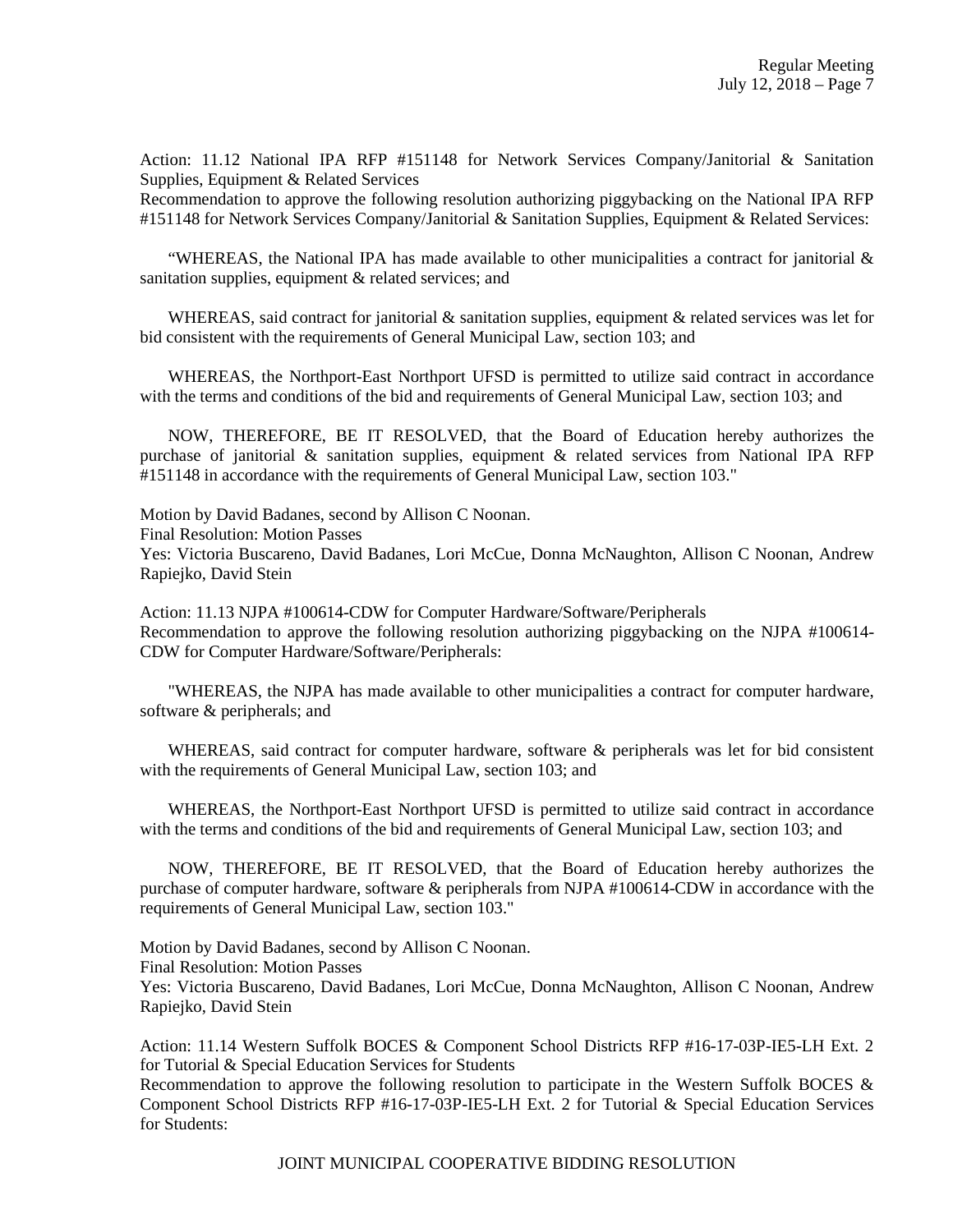Action: 11.12 National IPA RFP #151148 for Network Services Company/Janitorial & Sanitation Supplies, Equipment & Related Services
Recommendation to approve the following resolution authorizing piggybacking on the National IPA RFP #151148 for Network Services Company/Janitorial & Sanitation Supplies, Equipment & Related Services:

"WHEREAS, the National IPA has made available to other municipalities a contract for janitorial & sanitation supplies, equipment & related services; and

WHEREAS, said contract for janitorial & sanitation supplies, equipment & related services was let for bid consistent with the requirements of General Municipal Law, section 103; and

WHEREAS, the Northport-East Northport UFSD is permitted to utilize said contract in accordance with the terms and conditions of the bid and requirements of General Municipal Law, section 103; and

NOW, THEREFORE, BE IT RESOLVED, that the Board of Education hereby authorizes the purchase of janitorial & sanitation supplies, equipment & related services from National IPA RFP #151148 in accordance with the requirements of General Municipal Law, section 103."

Motion by David Badanes, second by Allison C Noonan.
Final Resolution: Motion Passes
Yes: Victoria Buscareno, David Badanes, Lori McCue, Donna McNaughton, Allison C Noonan, Andrew Rapiejko, David Stein

Action: 11.13 NJPA #100614-CDW for Computer Hardware/Software/Peripherals
Recommendation to approve the following resolution authorizing piggybacking on the NJPA #100614-CDW for Computer Hardware/Software/Peripherals:

"WHEREAS, the NJPA has made available to other municipalities a contract for computer hardware, software & peripherals; and

WHEREAS, said contract for computer hardware, software & peripherals was let for bid consistent with the requirements of General Municipal Law, section 103; and

WHEREAS, the Northport-East Northport UFSD is permitted to utilize said contract in accordance with the terms and conditions of the bid and requirements of General Municipal Law, section 103; and

NOW, THEREFORE, BE IT RESOLVED, that the Board of Education hereby authorizes the purchase of computer hardware, software & peripherals from NJPA #100614-CDW in accordance with the requirements of General Municipal Law, section 103."

Motion by David Badanes, second by Allison C Noonan.
Final Resolution: Motion Passes
Yes: Victoria Buscareno, David Badanes, Lori McCue, Donna McNaughton, Allison C Noonan, Andrew Rapiejko, David Stein

Action: 11.14 Western Suffolk BOCES & Component School Districts RFP #16-17-03P-IE5-LH Ext. 2 for Tutorial & Special Education Services for Students
Recommendation to approve the following resolution to participate in the Western Suffolk BOCES & Component School Districts RFP #16-17-03P-IE5-LH Ext. 2 for Tutorial & Special Education Services for Students:

JOINT MUNICIPAL COOPERATIVE BIDDING RESOLUTION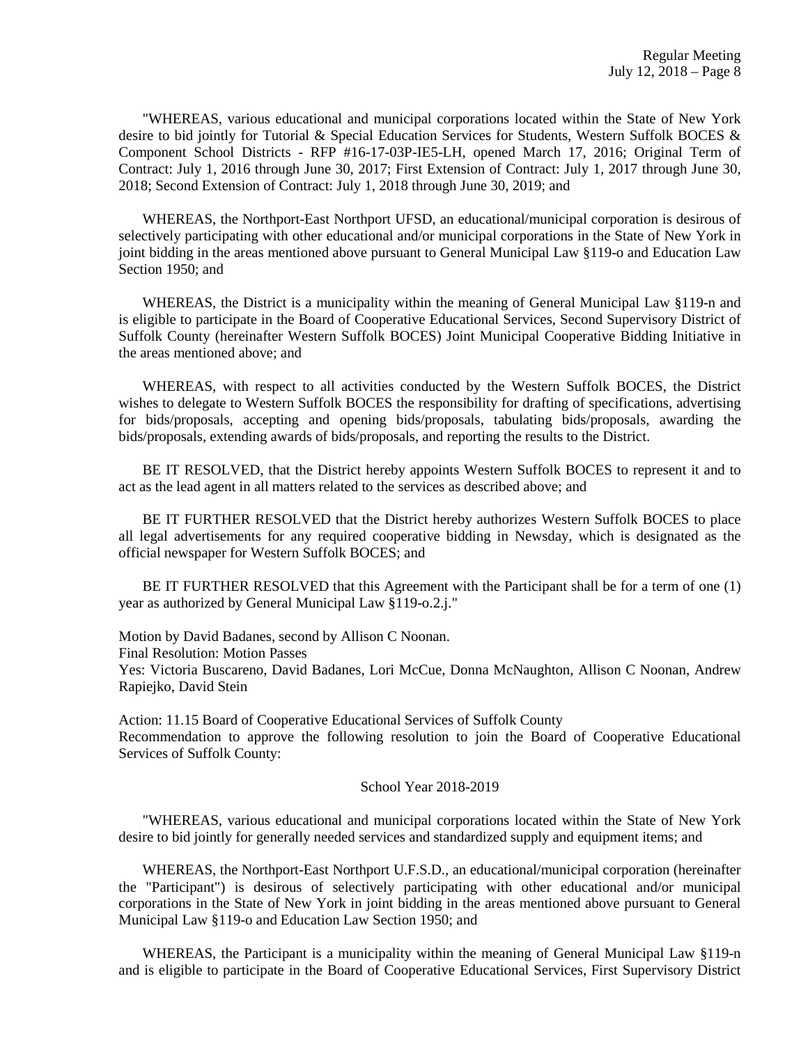"WHEREAS, various educational and municipal corporations located within the State of New York desire to bid jointly for Tutorial & Special Education Services for Students, Western Suffolk BOCES & Component School Districts - RFP #16-17-03P-IE5-LH, opened March 17, 2016; Original Term of Contract: July 1, 2016 through June 30, 2017; First Extension of Contract: July 1, 2017 through June 30, 2018; Second Extension of Contract: July 1, 2018 through June 30, 2019; and

WHEREAS, the Northport-East Northport UFSD, an educational/municipal corporation is desirous of selectively participating with other educational and/or municipal corporations in the State of New York in joint bidding in the areas mentioned above pursuant to General Municipal Law §119-o and Education Law Section 1950; and

WHEREAS, the District is a municipality within the meaning of General Municipal Law §119-n and is eligible to participate in the Board of Cooperative Educational Services, Second Supervisory District of Suffolk County (hereinafter Western Suffolk BOCES) Joint Municipal Cooperative Bidding Initiative in the areas mentioned above; and

WHEREAS, with respect to all activities conducted by the Western Suffolk BOCES, the District wishes to delegate to Western Suffolk BOCES the responsibility for drafting of specifications, advertising for bids/proposals, accepting and opening bids/proposals, tabulating bids/proposals, awarding the bids/proposals, extending awards of bids/proposals, and reporting the results to the District.

BE IT RESOLVED, that the District hereby appoints Western Suffolk BOCES to represent it and to act as the lead agent in all matters related to the services as described above; and

BE IT FURTHER RESOLVED that the District hereby authorizes Western Suffolk BOCES to place all legal advertisements for any required cooperative bidding in Newsday, which is designated as the official newspaper for Western Suffolk BOCES; and

BE IT FURTHER RESOLVED that this Agreement with the Participant shall be for a term of one (1) year as authorized by General Municipal Law §119-o.2.j."

Motion by David Badanes, second by Allison C Noonan.
Final Resolution: Motion Passes
Yes: Victoria Buscareno, David Badanes, Lori McCue, Donna McNaughton, Allison C Noonan, Andrew Rapiejko, David Stein

Action: 11.15 Board of Cooperative Educational Services of Suffolk County
Recommendation to approve the following resolution to join the Board of Cooperative Educational Services of Suffolk County:

School Year 2018-2019

"WHEREAS, various educational and municipal corporations located within the State of New York desire to bid jointly for generally needed services and standardized supply and equipment items; and

WHEREAS, the Northport-East Northport U.F.S.D., an educational/municipal corporation (hereinafter the "Participant") is desirous of selectively participating with other educational and/or municipal corporations in the State of New York in joint bidding in the areas mentioned above pursuant to General Municipal Law §119-o and Education Law Section 1950; and

WHEREAS, the Participant is a municipality within the meaning of General Municipal Law §119-n and is eligible to participate in the Board of Cooperative Educational Services, First Supervisory District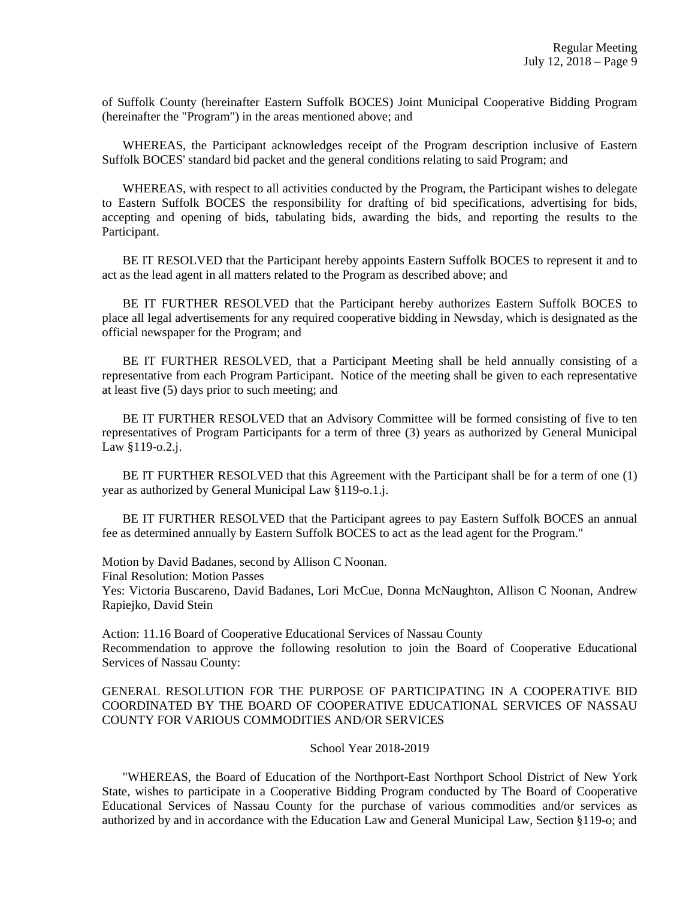of Suffolk County (hereinafter Eastern Suffolk BOCES) Joint Municipal Cooperative Bidding Program (hereinafter the "Program") in the areas mentioned above; and

WHEREAS, the Participant acknowledges receipt of the Program description inclusive of Eastern Suffolk BOCES' standard bid packet and the general conditions relating to said Program; and

WHEREAS, with respect to all activities conducted by the Program, the Participant wishes to delegate to Eastern Suffolk BOCES the responsibility for drafting of bid specifications, advertising for bids, accepting and opening of bids, tabulating bids, awarding the bids, and reporting the results to the Participant.

BE IT RESOLVED that the Participant hereby appoints Eastern Suffolk BOCES to represent it and to act as the lead agent in all matters related to the Program as described above; and

BE IT FURTHER RESOLVED that the Participant hereby authorizes Eastern Suffolk BOCES to place all legal advertisements for any required cooperative bidding in Newsday, which is designated as the official newspaper for the Program; and

BE IT FURTHER RESOLVED, that a Participant Meeting shall be held annually consisting of a representative from each Program Participant. Notice of the meeting shall be given to each representative at least five (5) days prior to such meeting; and

BE IT FURTHER RESOLVED that an Advisory Committee will be formed consisting of five to ten representatives of Program Participants for a term of three (3) years as authorized by General Municipal Law §119-o.2.j.

BE IT FURTHER RESOLVED that this Agreement with the Participant shall be for a term of one (1) year as authorized by General Municipal Law §119-o.1.j.

BE IT FURTHER RESOLVED that the Participant agrees to pay Eastern Suffolk BOCES an annual fee as determined annually by Eastern Suffolk BOCES to act as the lead agent for the Program."

Motion by David Badanes, second by Allison C Noonan.
Final Resolution: Motion Passes
Yes: Victoria Buscareno, David Badanes, Lori McCue, Donna McNaughton, Allison C Noonan, Andrew Rapiejko, David Stein

Action: 11.16 Board of Cooperative Educational Services of Nassau County
Recommendation to approve the following resolution to join the Board of Cooperative Educational Services of Nassau County:

GENERAL RESOLUTION FOR THE PURPOSE OF PARTICIPATING IN A COOPERATIVE BID COORDINATED BY THE BOARD OF COOPERATIVE EDUCATIONAL SERVICES OF NASSAU COUNTY FOR VARIOUS COMMODITIES AND/OR SERVICES

School Year 2018-2019

"WHEREAS, the Board of Education of the Northport-East Northport School District of New York State, wishes to participate in a Cooperative Bidding Program conducted by The Board of Cooperative Educational Services of Nassau County for the purchase of various commodities and/or services as authorized by and in accordance with the Education Law and General Municipal Law, Section §119-o; and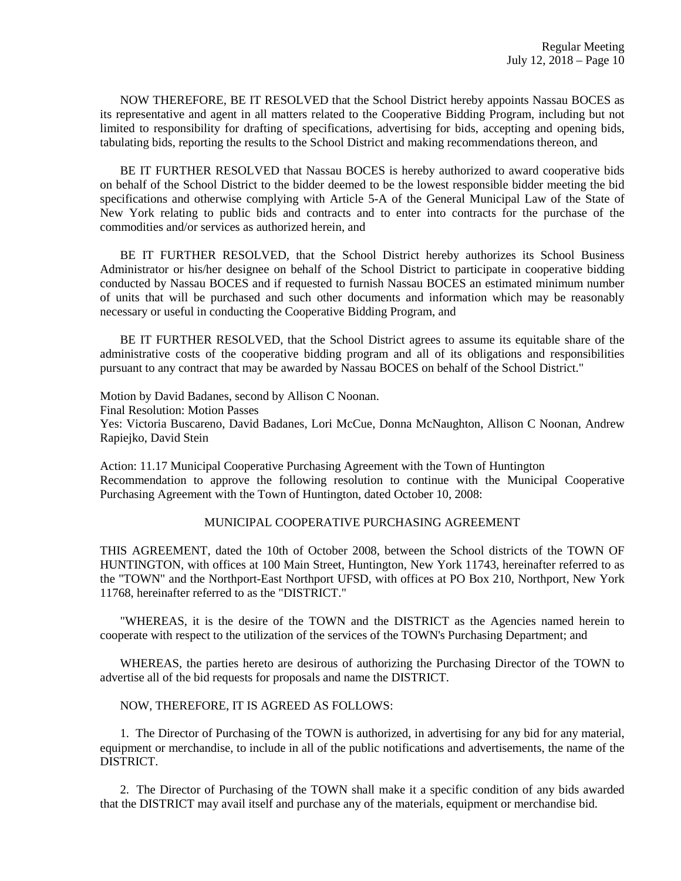NOW THEREFORE, BE IT RESOLVED that the School District hereby appoints Nassau BOCES as its representative and agent in all matters related to the Cooperative Bidding Program, including but not limited to responsibility for drafting of specifications, advertising for bids, accepting and opening bids, tabulating bids, reporting the results to the School District and making recommendations thereon, and

BE IT FURTHER RESOLVED that Nassau BOCES is hereby authorized to award cooperative bids on behalf of the School District to the bidder deemed to be the lowest responsible bidder meeting the bid specifications and otherwise complying with Article 5-A of the General Municipal Law of the State of New York relating to public bids and contracts and to enter into contracts for the purchase of the commodities and/or services as authorized herein, and

BE IT FURTHER RESOLVED, that the School District hereby authorizes its School Business Administrator or his/her designee on behalf of the School District to participate in cooperative bidding conducted by Nassau BOCES and if requested to furnish Nassau BOCES an estimated minimum number of units that will be purchased and such other documents and information which may be reasonably necessary or useful in conducting the Cooperative Bidding Program, and

BE IT FURTHER RESOLVED, that the School District agrees to assume its equitable share of the administrative costs of the cooperative bidding program and all of its obligations and responsibilities pursuant to any contract that may be awarded by Nassau BOCES on behalf of the School District."

Motion by David Badanes, second by Allison C Noonan.
Final Resolution: Motion Passes
Yes: Victoria Buscareno, David Badanes, Lori McCue, Donna McNaughton, Allison C Noonan, Andrew Rapiejko, David Stein

Action: 11.17 Municipal Cooperative Purchasing Agreement with the Town of Huntington
Recommendation to approve the following resolution to continue with the Municipal Cooperative Purchasing Agreement with the Town of Huntington, dated October 10, 2008:

MUNICIPAL COOPERATIVE PURCHASING AGREEMENT

THIS AGREEMENT, dated the 10th of October 2008, between the School districts of the TOWN OF HUNTINGTON, with offices at 100 Main Street, Huntington, New York 11743, hereinafter referred to as the "TOWN" and the Northport-East Northport UFSD, with offices at PO Box 210, Northport, New York 11768, hereinafter referred to as the "DISTRICT."

"WHEREAS, it is the desire of the TOWN and the DISTRICT as the Agencies named herein to cooperate with respect to the utilization of the services of the TOWN's Purchasing Department; and

WHEREAS, the parties hereto are desirous of authorizing the Purchasing Director of the TOWN to advertise all of the bid requests for proposals and name the DISTRICT.

NOW, THEREFORE, IT IS AGREED AS FOLLOWS:

1. The Director of Purchasing of the TOWN is authorized, in advertising for any bid for any material, equipment or merchandise, to include in all of the public notifications and advertisements, the name of the DISTRICT.

2. The Director of Purchasing of the TOWN shall make it a specific condition of any bids awarded that the DISTRICT may avail itself and purchase any of the materials, equipment or merchandise bid.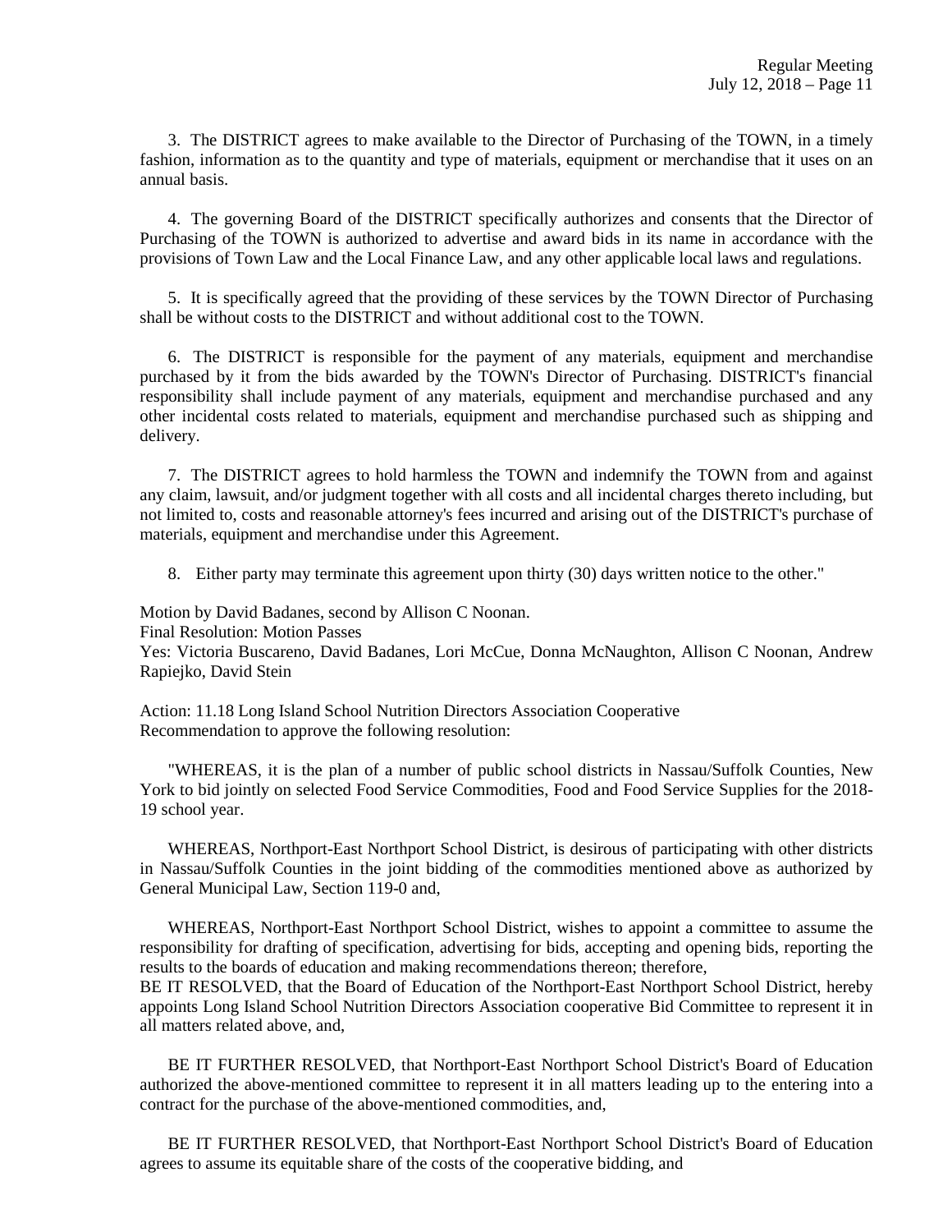3. The DISTRICT agrees to make available to the Director of Purchasing of the TOWN, in a timely fashion, information as to the quantity and type of materials, equipment or merchandise that it uses on an annual basis.

4. The governing Board of the DISTRICT specifically authorizes and consents that the Director of Purchasing of the TOWN is authorized to advertise and award bids in its name in accordance with the provisions of Town Law and the Local Finance Law, and any other applicable local laws and regulations.

5. It is specifically agreed that the providing of these services by the TOWN Director of Purchasing shall be without costs to the DISTRICT and without additional cost to the TOWN.

6. The DISTRICT is responsible for the payment of any materials, equipment and merchandise purchased by it from the bids awarded by the TOWN's Director of Purchasing. DISTRICT's financial responsibility shall include payment of any materials, equipment and merchandise purchased and any other incidental costs related to materials, equipment and merchandise purchased such as shipping and delivery.

7. The DISTRICT agrees to hold harmless the TOWN and indemnify the TOWN from and against any claim, lawsuit, and/or judgment together with all costs and all incidental charges thereto including, but not limited to, costs and reasonable attorney's fees incurred and arising out of the DISTRICT's purchase of materials, equipment and merchandise under this Agreement.

8. Either party may terminate this agreement upon thirty (30) days written notice to the other."

Motion by David Badanes, second by Allison C Noonan.
Final Resolution: Motion Passes
Yes: Victoria Buscareno, David Badanes, Lori McCue, Donna McNaughton, Allison C Noonan, Andrew Rapiejko, David Stein

Action: 11.18 Long Island School Nutrition Directors Association Cooperative
Recommendation to approve the following resolution:

"WHEREAS, it is the plan of a number of public school districts in Nassau/Suffolk Counties, New York to bid jointly on selected Food Service Commodities, Food and Food Service Supplies for the 2018-19 school year.

WHEREAS, Northport-East Northport School District, is desirous of participating with other districts in Nassau/Suffolk Counties in the joint bidding of the commodities mentioned above as authorized by General Municipal Law, Section 119-0 and,

WHEREAS, Northport-East Northport School District, wishes to appoint a committee to assume the responsibility for drafting of specification, advertising for bids, accepting and opening bids, reporting the results to the boards of education and making recommendations thereon; therefore,
BE IT RESOLVED, that the Board of Education of the Northport-East Northport School District, hereby appoints Long Island School Nutrition Directors Association cooperative Bid Committee to represent it in all matters related above, and,

BE IT FURTHER RESOLVED, that Northport-East Northport School District's Board of Education authorized the above-mentioned committee to represent it in all matters leading up to the entering into a contract for the purchase of the above-mentioned commodities, and,

BE IT FURTHER RESOLVED, that Northport-East Northport School District's Board of Education agrees to assume its equitable share of the costs of the cooperative bidding, and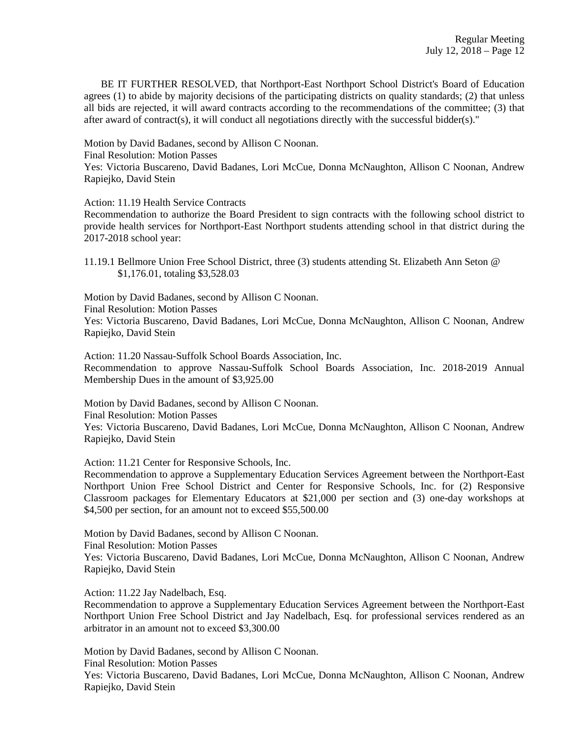BE IT FURTHER RESOLVED, that Northport-East Northport School District's Board of Education agrees (1) to abide by majority decisions of the participating districts on quality standards; (2) that unless all bids are rejected, it will award contracts according to the recommendations of the committee; (3) that after award of contract(s), it will conduct all negotiations directly with the successful bidder(s)."

Motion by David Badanes, second by Allison C Noonan.
Final Resolution: Motion Passes
Yes: Victoria Buscareno, David Badanes, Lori McCue, Donna McNaughton, Allison C Noonan, Andrew Rapiejko, David Stein

Action: 11.19 Health Service Contracts
Recommendation to authorize the Board President to sign contracts with the following school district to provide health services for Northport-East Northport students attending school in that district during the 2017-2018 school year:

11.19.1 Bellmore Union Free School District, three (3) students attending St. Elizabeth Ann Seton @ $1,176.01, totaling $3,528.03

Motion by David Badanes, second by Allison C Noonan.
Final Resolution: Motion Passes
Yes: Victoria Buscareno, David Badanes, Lori McCue, Donna McNaughton, Allison C Noonan, Andrew Rapiejko, David Stein

Action: 11.20 Nassau-Suffolk School Boards Association, Inc.
Recommendation to approve Nassau-Suffolk School Boards Association, Inc. 2018-2019 Annual Membership Dues in the amount of $3,925.00

Motion by David Badanes, second by Allison C Noonan.
Final Resolution: Motion Passes
Yes: Victoria Buscareno, David Badanes, Lori McCue, Donna McNaughton, Allison C Noonan, Andrew Rapiejko, David Stein

Action: 11.21 Center for Responsive Schools, Inc.
Recommendation to approve a Supplementary Education Services Agreement between the Northport-East Northport Union Free School District and Center for Responsive Schools, Inc. for (2) Responsive Classroom packages for Elementary Educators at $21,000 per section and (3) one-day workshops at $4,500 per section, for an amount not to exceed $55,500.00

Motion by David Badanes, second by Allison C Noonan.
Final Resolution: Motion Passes
Yes: Victoria Buscareno, David Badanes, Lori McCue, Donna McNaughton, Allison C Noonan, Andrew Rapiejko, David Stein

Action: 11.22 Jay Nadelbach, Esq.
Recommendation to approve a Supplementary Education Services Agreement between the Northport-East Northport Union Free School District and Jay Nadelbach, Esq. for professional services rendered as an arbitrator in an amount not to exceed $3,300.00

Motion by David Badanes, second by Allison C Noonan.
Final Resolution: Motion Passes
Yes: Victoria Buscareno, David Badanes, Lori McCue, Donna McNaughton, Allison C Noonan, Andrew Rapiejko, David Stein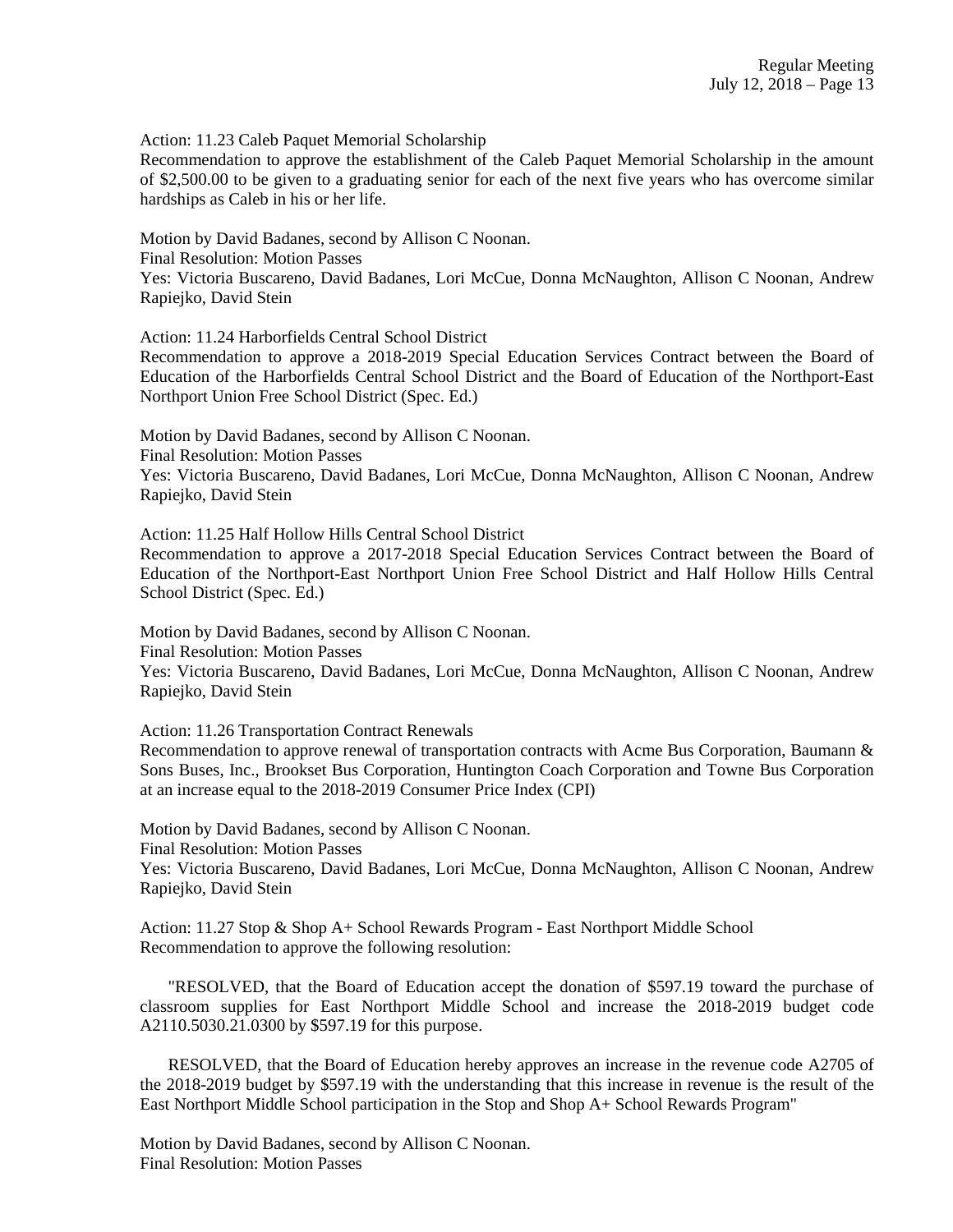Action: 11.23 Caleb Paquet Memorial Scholarship
Recommendation to approve the establishment of the Caleb Paquet Memorial Scholarship in the amount of $2,500.00 to be given to a graduating senior for each of the next five years who has overcome similar hardships as Caleb in his or her life.

Motion by David Badanes, second by Allison C Noonan.
Final Resolution: Motion Passes
Yes: Victoria Buscareno, David Badanes, Lori McCue, Donna McNaughton, Allison C Noonan, Andrew Rapiejko, David Stein

Action: 11.24 Harborfields Central School District
Recommendation to approve a 2018-2019 Special Education Services Contract between the Board of Education of the Harborfields Central School District and the Board of Education of the Northport-East Northport Union Free School District (Spec. Ed.)

Motion by David Badanes, second by Allison C Noonan.
Final Resolution: Motion Passes
Yes: Victoria Buscareno, David Badanes, Lori McCue, Donna McNaughton, Allison C Noonan, Andrew Rapiejko, David Stein

Action: 11.25 Half Hollow Hills Central School District
Recommendation to approve a 2017-2018 Special Education Services Contract between the Board of Education of the Northport-East Northport Union Free School District and Half Hollow Hills Central School District (Spec. Ed.)

Motion by David Badanes, second by Allison C Noonan.
Final Resolution: Motion Passes
Yes: Victoria Buscareno, David Badanes, Lori McCue, Donna McNaughton, Allison C Noonan, Andrew Rapiejko, David Stein

Action: 11.26 Transportation Contract Renewals
Recommendation to approve renewal of transportation contracts with Acme Bus Corporation, Baumann & Sons Buses, Inc., Brookset Bus Corporation, Huntington Coach Corporation and Towne Bus Corporation at an increase equal to the 2018-2019 Consumer Price Index (CPI)

Motion by David Badanes, second by Allison C Noonan.
Final Resolution: Motion Passes
Yes: Victoria Buscareno, David Badanes, Lori McCue, Donna McNaughton, Allison C Noonan, Andrew Rapiejko, David Stein

Action: 11.27 Stop & Shop A+ School Rewards Program - East Northport Middle School
Recommendation to approve the following resolution:

"RESOLVED, that the Board of Education accept the donation of $597.19 toward the purchase of classroom supplies for East Northport Middle School and increase the 2018-2019 budget code A2110.5030.21.0300 by $597.19 for this purpose.

RESOLVED, that the Board of Education hereby approves an increase in the revenue code A2705 of the 2018-2019 budget by $597.19 with the understanding that this increase in revenue is the result of the East Northport Middle School participation in the Stop and Shop A+ School Rewards Program"

Motion by David Badanes, second by Allison C Noonan.
Final Resolution: Motion Passes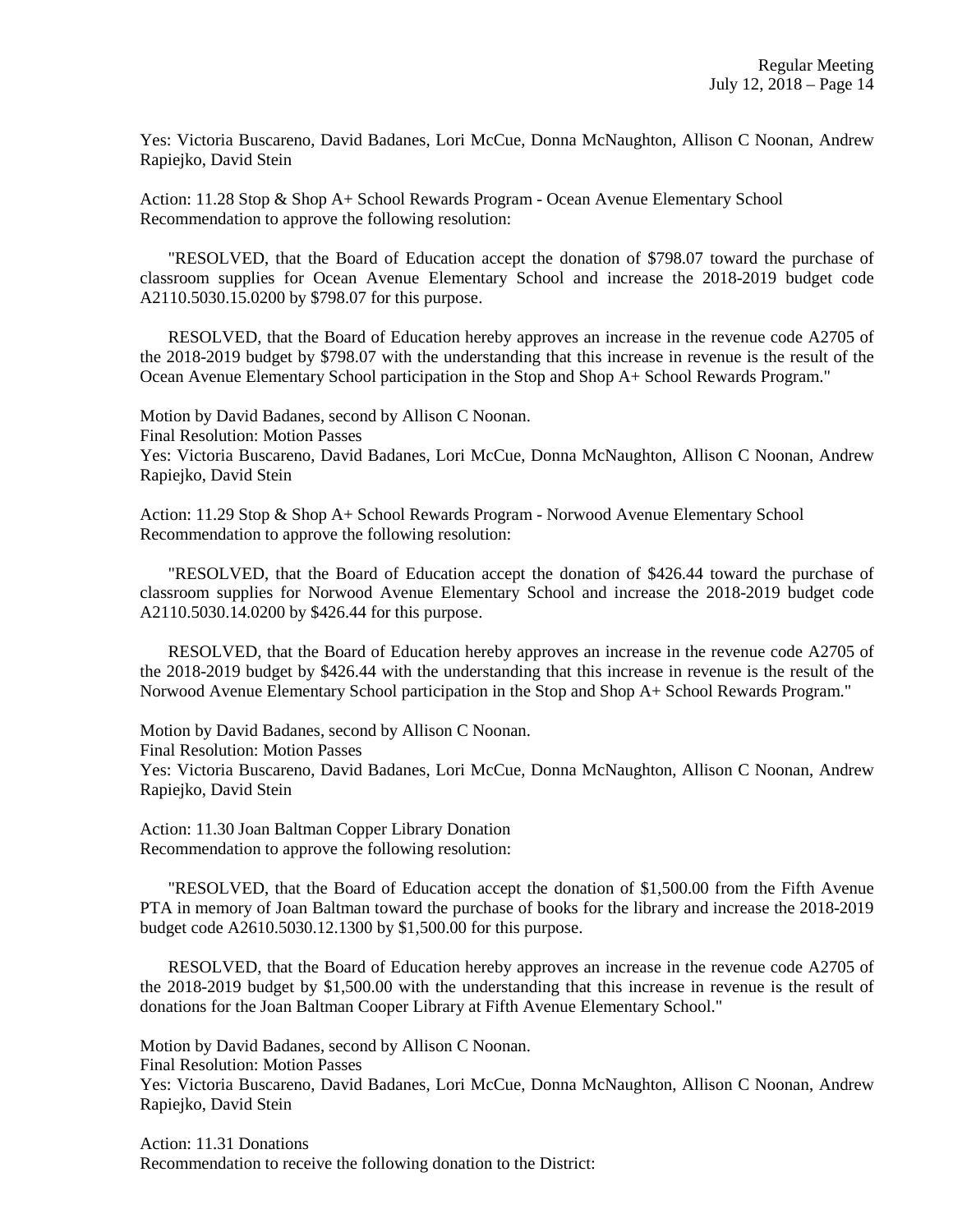Yes: Victoria Buscareno, David Badanes, Lori McCue, Donna McNaughton, Allison C Noonan, Andrew Rapiejko, David Stein

Action: 11.28 Stop & Shop A+ School Rewards Program - Ocean Avenue Elementary School
Recommendation to approve the following resolution:

"RESOLVED, that the Board of Education accept the donation of $798.07 toward the purchase of classroom supplies for Ocean Avenue Elementary School and increase the 2018-2019 budget code A2110.5030.15.0200 by $798.07 for this purpose.

RESOLVED, that the Board of Education hereby approves an increase in the revenue code A2705 of the 2018-2019 budget by $798.07 with the understanding that this increase in revenue is the result of the Ocean Avenue Elementary School participation in the Stop and Shop A+ School Rewards Program."

Motion by David Badanes, second by Allison C Noonan.
Final Resolution: Motion Passes
Yes: Victoria Buscareno, David Badanes, Lori McCue, Donna McNaughton, Allison C Noonan, Andrew Rapiejko, David Stein

Action: 11.29 Stop & Shop A+ School Rewards Program - Norwood Avenue Elementary School
Recommendation to approve the following resolution:

"RESOLVED, that the Board of Education accept the donation of $426.44 toward the purchase of classroom supplies for Norwood Avenue Elementary School and increase the 2018-2019 budget code A2110.5030.14.0200 by $426.44 for this purpose.

RESOLVED, that the Board of Education hereby approves an increase in the revenue code A2705 of the 2018-2019 budget by $426.44 with the understanding that this increase in revenue is the result of the Norwood Avenue Elementary School participation in the Stop and Shop A+ School Rewards Program."

Motion by David Badanes, second by Allison C Noonan.
Final Resolution: Motion Passes
Yes: Victoria Buscareno, David Badanes, Lori McCue, Donna McNaughton, Allison C Noonan, Andrew Rapiejko, David Stein

Action: 11.30 Joan Baltman Copper Library Donation
Recommendation to approve the following resolution:

"RESOLVED, that the Board of Education accept the donation of $1,500.00 from the Fifth Avenue PTA in memory of Joan Baltman toward the purchase of books for the library and increase the 2018-2019 budget code A2610.5030.12.1300 by $1,500.00 for this purpose.

RESOLVED, that the Board of Education hereby approves an increase in the revenue code A2705 of the 2018-2019 budget by $1,500.00 with the understanding that this increase in revenue is the result of donations for the Joan Baltman Cooper Library at Fifth Avenue Elementary School."

Motion by David Badanes, second by Allison C Noonan.
Final Resolution: Motion Passes
Yes: Victoria Buscareno, David Badanes, Lori McCue, Donna McNaughton, Allison C Noonan, Andrew Rapiejko, David Stein

Action: 11.31 Donations
Recommendation to receive the following donation to the District: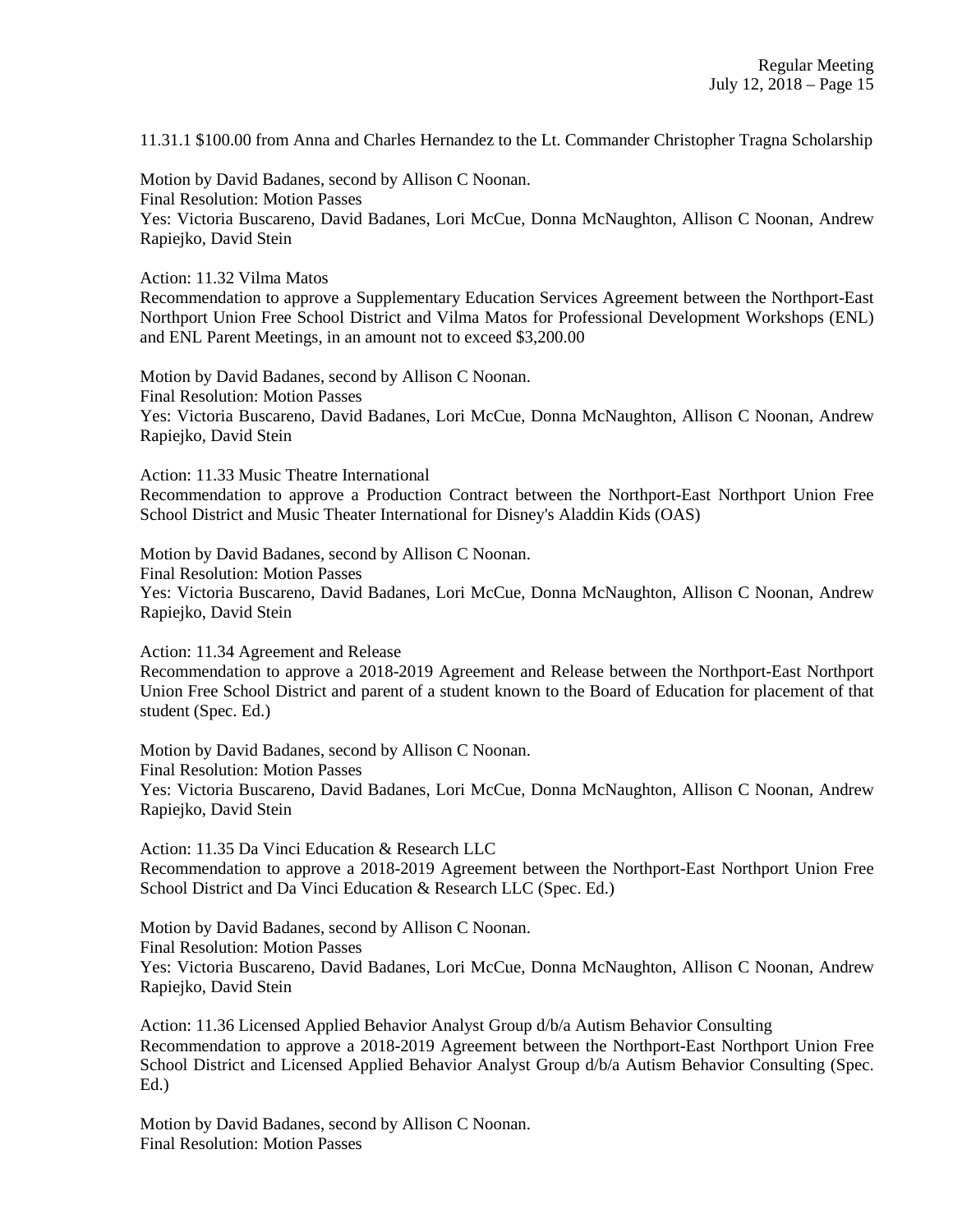11.31.1 $100.00 from Anna and Charles Hernandez to the Lt. Commander Christopher Tragna Scholarship

Motion by David Badanes, second by Allison C Noonan.
Final Resolution: Motion Passes
Yes: Victoria Buscareno, David Badanes, Lori McCue, Donna McNaughton, Allison C Noonan, Andrew Rapiejko, David Stein

Action: 11.32 Vilma Matos
Recommendation to approve a Supplementary Education Services Agreement between the Northport-East Northport Union Free School District and Vilma Matos for Professional Development Workshops (ENL) and ENL Parent Meetings, in an amount not to exceed $3,200.00

Motion by David Badanes, second by Allison C Noonan.
Final Resolution: Motion Passes
Yes: Victoria Buscareno, David Badanes, Lori McCue, Donna McNaughton, Allison C Noonan, Andrew Rapiejko, David Stein

Action: 11.33 Music Theatre International
Recommendation to approve a Production Contract between the Northport-East Northport Union Free School District and Music Theater International for Disney's Aladdin Kids (OAS)

Motion by David Badanes, second by Allison C Noonan.
Final Resolution: Motion Passes
Yes: Victoria Buscareno, David Badanes, Lori McCue, Donna McNaughton, Allison C Noonan, Andrew Rapiejko, David Stein

Action: 11.34 Agreement and Release
Recommendation to approve a 2018-2019 Agreement and Release between the Northport-East Northport Union Free School District and parent of a student known to the Board of Education for placement of that student (Spec. Ed.)

Motion by David Badanes, second by Allison C Noonan.
Final Resolution: Motion Passes
Yes: Victoria Buscareno, David Badanes, Lori McCue, Donna McNaughton, Allison C Noonan, Andrew Rapiejko, David Stein

Action: 11.35 Da Vinci Education & Research LLC
Recommendation to approve a 2018-2019 Agreement between the Northport-East Northport Union Free School District and Da Vinci Education & Research LLC (Spec. Ed.)

Motion by David Badanes, second by Allison C Noonan.
Final Resolution: Motion Passes
Yes: Victoria Buscareno, David Badanes, Lori McCue, Donna McNaughton, Allison C Noonan, Andrew Rapiejko, David Stein

Action: 11.36 Licensed Applied Behavior Analyst Group d/b/a Autism Behavior Consulting
Recommendation to approve a 2018-2019 Agreement between the Northport-East Northport Union Free School District and Licensed Applied Behavior Analyst Group d/b/a Autism Behavior Consulting (Spec. Ed.)

Motion by David Badanes, second by Allison C Noonan.
Final Resolution: Motion Passes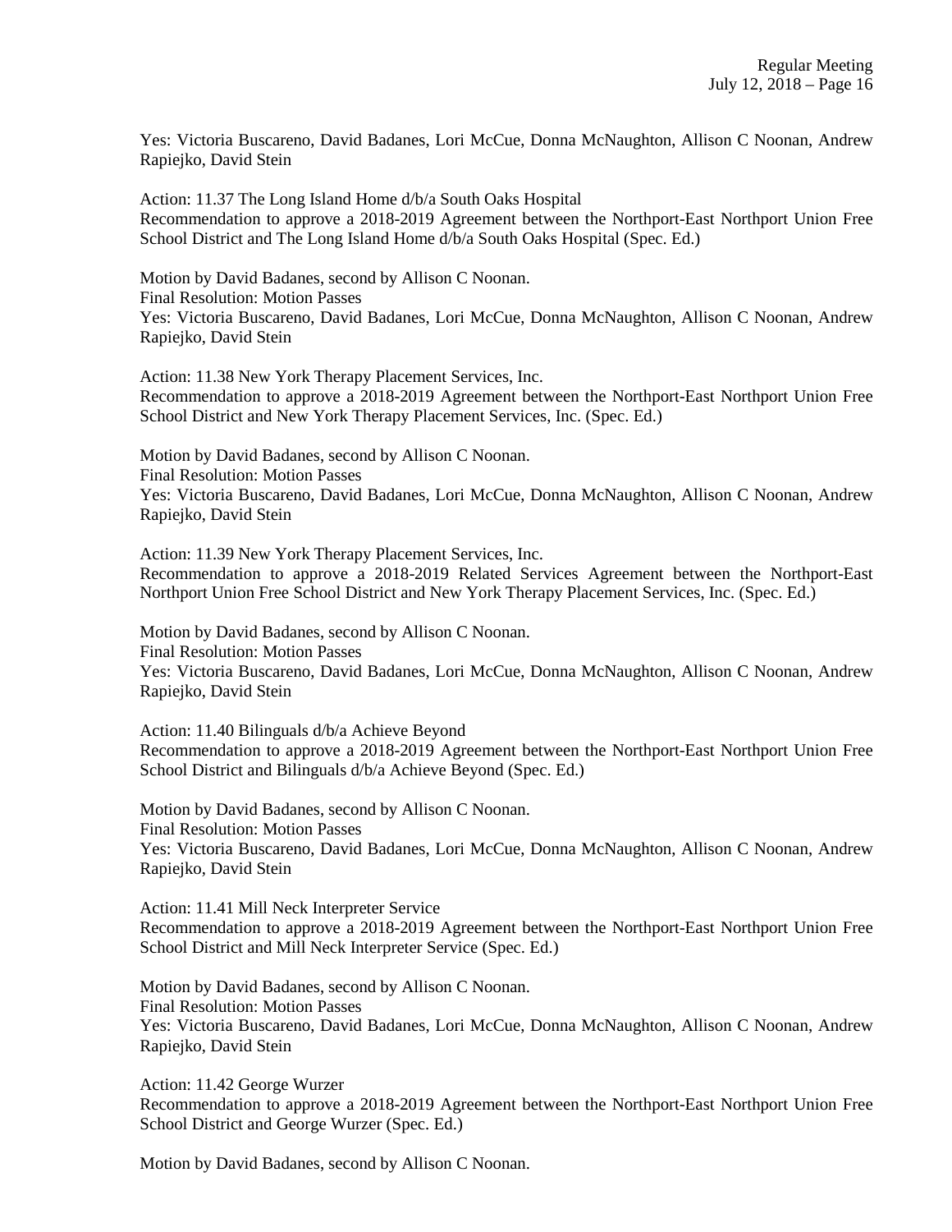Yes: Victoria Buscareno, David Badanes, Lori McCue, Donna McNaughton, Allison C Noonan, Andrew Rapiejko, David Stein

Action: 11.37 The Long Island Home d/b/a South Oaks Hospital
Recommendation to approve a 2018-2019 Agreement between the Northport-East Northport Union Free School District and The Long Island Home d/b/a South Oaks Hospital (Spec. Ed.)

Motion by David Badanes, second by Allison C Noonan.
Final Resolution: Motion Passes
Yes: Victoria Buscareno, David Badanes, Lori McCue, Donna McNaughton, Allison C Noonan, Andrew Rapiejko, David Stein

Action: 11.38 New York Therapy Placement Services, Inc.
Recommendation to approve a 2018-2019 Agreement between the Northport-East Northport Union Free School District and New York Therapy Placement Services, Inc. (Spec. Ed.)

Motion by David Badanes, second by Allison C Noonan.
Final Resolution: Motion Passes
Yes: Victoria Buscareno, David Badanes, Lori McCue, Donna McNaughton, Allison C Noonan, Andrew Rapiejko, David Stein

Action: 11.39 New York Therapy Placement Services, Inc.
Recommendation to approve a 2018-2019 Related Services Agreement between the Northport-East Northport Union Free School District and New York Therapy Placement Services, Inc. (Spec. Ed.)

Motion by David Badanes, second by Allison C Noonan.
Final Resolution: Motion Passes
Yes: Victoria Buscareno, David Badanes, Lori McCue, Donna McNaughton, Allison C Noonan, Andrew Rapiejko, David Stein

Action: 11.40 Bilinguals d/b/a Achieve Beyond
Recommendation to approve a 2018-2019 Agreement between the Northport-East Northport Union Free School District and Bilinguals d/b/a Achieve Beyond (Spec. Ed.)

Motion by David Badanes, second by Allison C Noonan.
Final Resolution: Motion Passes
Yes: Victoria Buscareno, David Badanes, Lori McCue, Donna McNaughton, Allison C Noonan, Andrew Rapiejko, David Stein

Action: 11.41 Mill Neck Interpreter Service
Recommendation to approve a 2018-2019 Agreement between the Northport-East Northport Union Free School District and Mill Neck Interpreter Service (Spec. Ed.)

Motion by David Badanes, second by Allison C Noonan.
Final Resolution: Motion Passes
Yes: Victoria Buscareno, David Badanes, Lori McCue, Donna McNaughton, Allison C Noonan, Andrew Rapiejko, David Stein

Action: 11.42 George Wurzer
Recommendation to approve a 2018-2019 Agreement between the Northport-East Northport Union Free School District and George Wurzer (Spec. Ed.)

Motion by David Badanes, second by Allison C Noonan.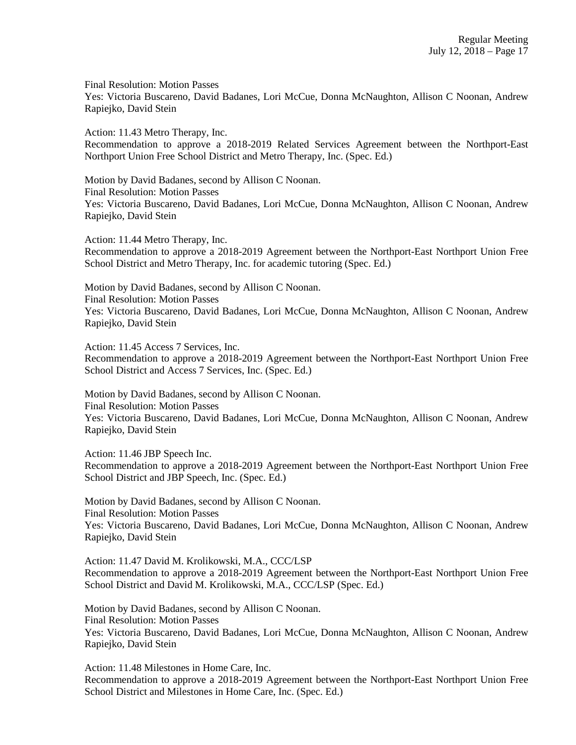Final Resolution: Motion Passes
Yes: Victoria Buscareno, David Badanes, Lori McCue, Donna McNaughton, Allison C Noonan, Andrew Rapiejko, David Stein

Action: 11.43 Metro Therapy, Inc.
Recommendation to approve a 2018-2019 Related Services Agreement between the Northport-East Northport Union Free School District and Metro Therapy, Inc. (Spec. Ed.)

Motion by David Badanes, second by Allison C Noonan.
Final Resolution: Motion Passes
Yes: Victoria Buscareno, David Badanes, Lori McCue, Donna McNaughton, Allison C Noonan, Andrew Rapiejko, David Stein

Action: 11.44 Metro Therapy, Inc.
Recommendation to approve a 2018-2019 Agreement between the Northport-East Northport Union Free School District and Metro Therapy, Inc. for academic tutoring (Spec. Ed.)

Motion by David Badanes, second by Allison C Noonan.
Final Resolution: Motion Passes
Yes: Victoria Buscareno, David Badanes, Lori McCue, Donna McNaughton, Allison C Noonan, Andrew Rapiejko, David Stein

Action: 11.45 Access 7 Services, Inc.
Recommendation to approve a 2018-2019 Agreement between the Northport-East Northport Union Free School District and Access 7 Services, Inc. (Spec. Ed.)

Motion by David Badanes, second by Allison C Noonan.
Final Resolution: Motion Passes
Yes: Victoria Buscareno, David Badanes, Lori McCue, Donna McNaughton, Allison C Noonan, Andrew Rapiejko, David Stein

Action: 11.46 JBP Speech Inc.
Recommendation to approve a 2018-2019 Agreement between the Northport-East Northport Union Free School District and JBP Speech, Inc. (Spec. Ed.)

Motion by David Badanes, second by Allison C Noonan.
Final Resolution: Motion Passes
Yes: Victoria Buscareno, David Badanes, Lori McCue, Donna McNaughton, Allison C Noonan, Andrew Rapiejko, David Stein

Action: 11.47 David M. Krolikowski, M.A., CCC/LSP
Recommendation to approve a 2018-2019 Agreement between the Northport-East Northport Union Free School District and David M. Krolikowski, M.A., CCC/LSP (Spec. Ed.)

Motion by David Badanes, second by Allison C Noonan.
Final Resolution: Motion Passes
Yes: Victoria Buscareno, David Badanes, Lori McCue, Donna McNaughton, Allison C Noonan, Andrew Rapiejko, David Stein

Action: 11.48 Milestones in Home Care, Inc.
Recommendation to approve a 2018-2019 Agreement between the Northport-East Northport Union Free School District and Milestones in Home Care, Inc. (Spec. Ed.)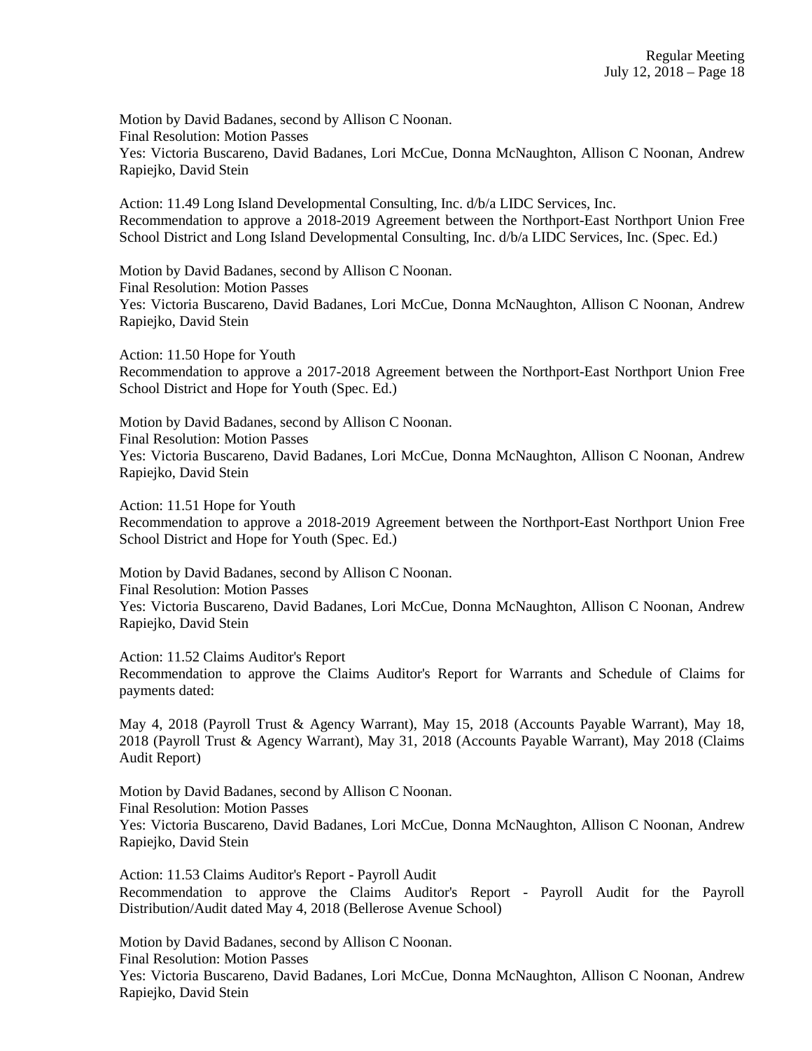Motion by David Badanes, second by Allison C Noonan.
Final Resolution: Motion Passes
Yes: Victoria Buscareno, David Badanes, Lori McCue, Donna McNaughton, Allison C Noonan, Andrew Rapiejko, David Stein

Action: 11.49 Long Island Developmental Consulting, Inc. d/b/a LIDC Services, Inc.
Recommendation to approve a 2018-2019 Agreement between the Northport-East Northport Union Free School District and Long Island Developmental Consulting, Inc. d/b/a LIDC Services, Inc. (Spec. Ed.)

Motion by David Badanes, second by Allison C Noonan.
Final Resolution: Motion Passes
Yes: Victoria Buscareno, David Badanes, Lori McCue, Donna McNaughton, Allison C Noonan, Andrew Rapiejko, David Stein

Action: 11.50 Hope for Youth
Recommendation to approve a 2017-2018 Agreement between the Northport-East Northport Union Free School District and Hope for Youth (Spec. Ed.)

Motion by David Badanes, second by Allison C Noonan.
Final Resolution: Motion Passes
Yes: Victoria Buscareno, David Badanes, Lori McCue, Donna McNaughton, Allison C Noonan, Andrew Rapiejko, David Stein

Action: 11.51 Hope for Youth
Recommendation to approve a 2018-2019 Agreement between the Northport-East Northport Union Free School District and Hope for Youth (Spec. Ed.)

Motion by David Badanes, second by Allison C Noonan.
Final Resolution: Motion Passes
Yes: Victoria Buscareno, David Badanes, Lori McCue, Donna McNaughton, Allison C Noonan, Andrew Rapiejko, David Stein

Action: 11.52 Claims Auditor's Report
Recommendation to approve the Claims Auditor's Report for Warrants and Schedule of Claims for payments dated:

May 4, 2018 (Payroll Trust & Agency Warrant), May 15, 2018 (Accounts Payable Warrant), May 18, 2018 (Payroll Trust & Agency Warrant), May 31, 2018 (Accounts Payable Warrant), May 2018 (Claims Audit Report)

Motion by David Badanes, second by Allison C Noonan.
Final Resolution: Motion Passes
Yes: Victoria Buscareno, David Badanes, Lori McCue, Donna McNaughton, Allison C Noonan, Andrew Rapiejko, David Stein

Action: 11.53 Claims Auditor's Report - Payroll Audit
Recommendation to approve the Claims Auditor's Report - Payroll Audit for the Payroll Distribution/Audit dated May 4, 2018 (Bellerose Avenue School)

Motion by David Badanes, second by Allison C Noonan.
Final Resolution: Motion Passes
Yes: Victoria Buscareno, David Badanes, Lori McCue, Donna McNaughton, Allison C Noonan, Andrew Rapiejko, David Stein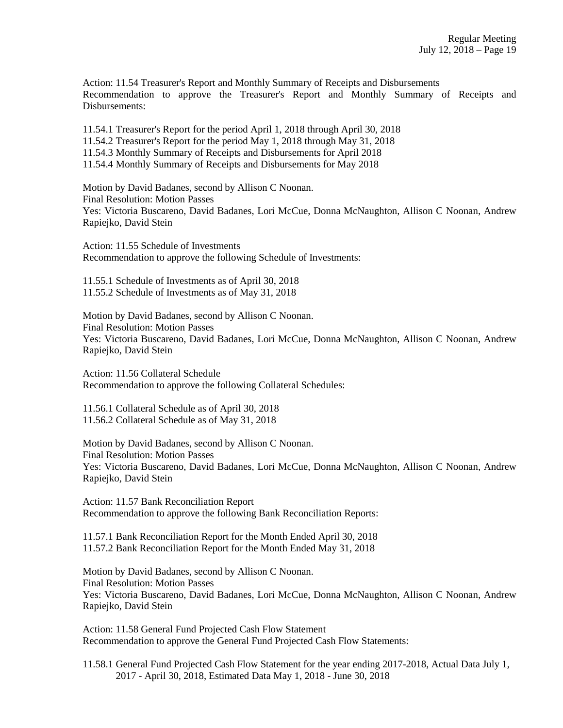Action: 11.54 Treasurer's Report and Monthly Summary of Receipts and Disbursements
Recommendation to approve the Treasurer's Report and Monthly Summary of Receipts and Disbursements:

11.54.1 Treasurer's Report for the period April 1, 2018 through April 30, 2018
11.54.2 Treasurer's Report for the period May 1, 2018 through May 31, 2018
11.54.3 Monthly Summary of Receipts and Disbursements for April 2018
11.54.4 Monthly Summary of Receipts and Disbursements for May 2018

Motion by David Badanes, second by Allison C Noonan.
Final Resolution: Motion Passes
Yes: Victoria Buscareno, David Badanes, Lori McCue, Donna McNaughton, Allison C Noonan, Andrew Rapiejko, David Stein

Action: 11.55 Schedule of Investments
Recommendation to approve the following Schedule of Investments:

11.55.1 Schedule of Investments as of April 30, 2018
11.55.2 Schedule of Investments as of May 31, 2018

Motion by David Badanes, second by Allison C Noonan.
Final Resolution: Motion Passes
Yes: Victoria Buscareno, David Badanes, Lori McCue, Donna McNaughton, Allison C Noonan, Andrew Rapiejko, David Stein

Action: 11.56 Collateral Schedule
Recommendation to approve the following Collateral Schedules:

11.56.1 Collateral Schedule as of April 30, 2018
11.56.2 Collateral Schedule as of May 31, 2018

Motion by David Badanes, second by Allison C Noonan.
Final Resolution: Motion Passes
Yes: Victoria Buscareno, David Badanes, Lori McCue, Donna McNaughton, Allison C Noonan, Andrew Rapiejko, David Stein

Action: 11.57 Bank Reconciliation Report
Recommendation to approve the following Bank Reconciliation Reports:

11.57.1 Bank Reconciliation Report for the Month Ended April 30, 2018
11.57.2 Bank Reconciliation Report for the Month Ended May 31, 2018

Motion by David Badanes, second by Allison C Noonan.
Final Resolution: Motion Passes
Yes: Victoria Buscareno, David Badanes, Lori McCue, Donna McNaughton, Allison C Noonan, Andrew Rapiejko, David Stein

Action: 11.58 General Fund Projected Cash Flow Statement
Recommendation to approve the General Fund Projected Cash Flow Statements:

11.58.1 General Fund Projected Cash Flow Statement for the year ending 2017-2018, Actual Data July 1, 2017 - April 30, 2018, Estimated Data May 1, 2018 - June 30, 2018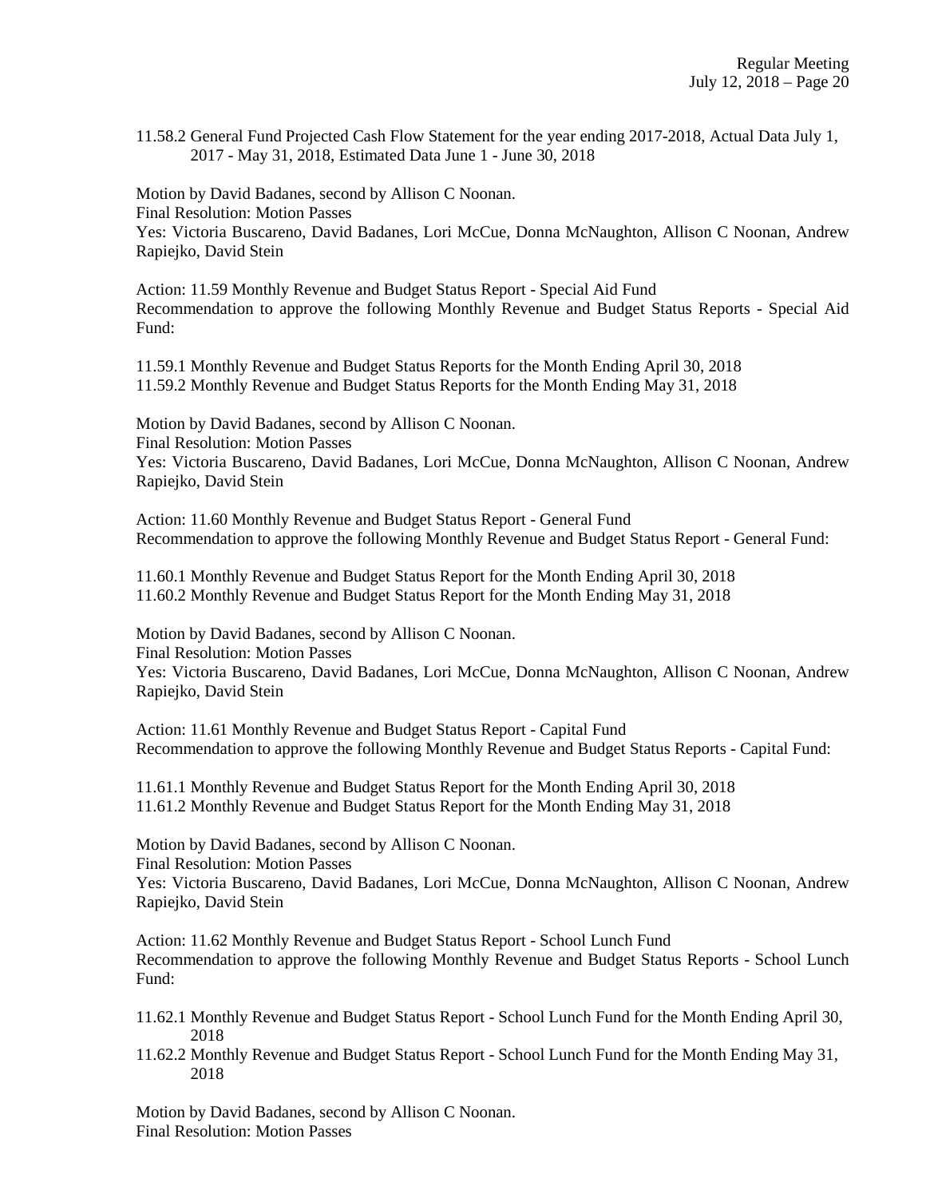11.58.2 General Fund Projected Cash Flow Statement for the year ending 2017-2018, Actual Data July 1, 2017 - May 31, 2018, Estimated Data June 1 - June 30, 2018

Motion by David Badanes, second by Allison C Noonan.
Final Resolution: Motion Passes
Yes: Victoria Buscareno, David Badanes, Lori McCue, Donna McNaughton, Allison C Noonan, Andrew Rapiejko, David Stein

Action: 11.59 Monthly Revenue and Budget Status Report - Special Aid Fund
Recommendation to approve the following Monthly Revenue and Budget Status Reports - Special Aid Fund:

11.59.1 Monthly Revenue and Budget Status Reports for the Month Ending April 30, 2018
11.59.2 Monthly Revenue and Budget Status Reports for the Month Ending May 31, 2018

Motion by David Badanes, second by Allison C Noonan.
Final Resolution: Motion Passes
Yes: Victoria Buscareno, David Badanes, Lori McCue, Donna McNaughton, Allison C Noonan, Andrew Rapiejko, David Stein

Action: 11.60 Monthly Revenue and Budget Status Report - General Fund
Recommendation to approve the following Monthly Revenue and Budget Status Report - General Fund:

11.60.1 Monthly Revenue and Budget Status Report for the Month Ending April 30, 2018
11.60.2 Monthly Revenue and Budget Status Report for the Month Ending May 31, 2018

Motion by David Badanes, second by Allison C Noonan.
Final Resolution: Motion Passes
Yes: Victoria Buscareno, David Badanes, Lori McCue, Donna McNaughton, Allison C Noonan, Andrew Rapiejko, David Stein

Action: 11.61 Monthly Revenue and Budget Status Report - Capital Fund
Recommendation to approve the following Monthly Revenue and Budget Status Reports - Capital Fund:

11.61.1 Monthly Revenue and Budget Status Report for the Month Ending April 30, 2018
11.61.2 Monthly Revenue and Budget Status Report for the Month Ending May 31, 2018

Motion by David Badanes, second by Allison C Noonan.
Final Resolution: Motion Passes
Yes: Victoria Buscareno, David Badanes, Lori McCue, Donna McNaughton, Allison C Noonan, Andrew Rapiejko, David Stein

Action: 11.62 Monthly Revenue and Budget Status Report - School Lunch Fund
Recommendation to approve the following Monthly Revenue and Budget Status Reports - School Lunch Fund:

11.62.1 Monthly Revenue and Budget Status Report - School Lunch Fund for the Month Ending April 30, 2018
11.62.2 Monthly Revenue and Budget Status Report - School Lunch Fund for the Month Ending May 31, 2018

Motion by David Badanes, second by Allison C Noonan.
Final Resolution: Motion Passes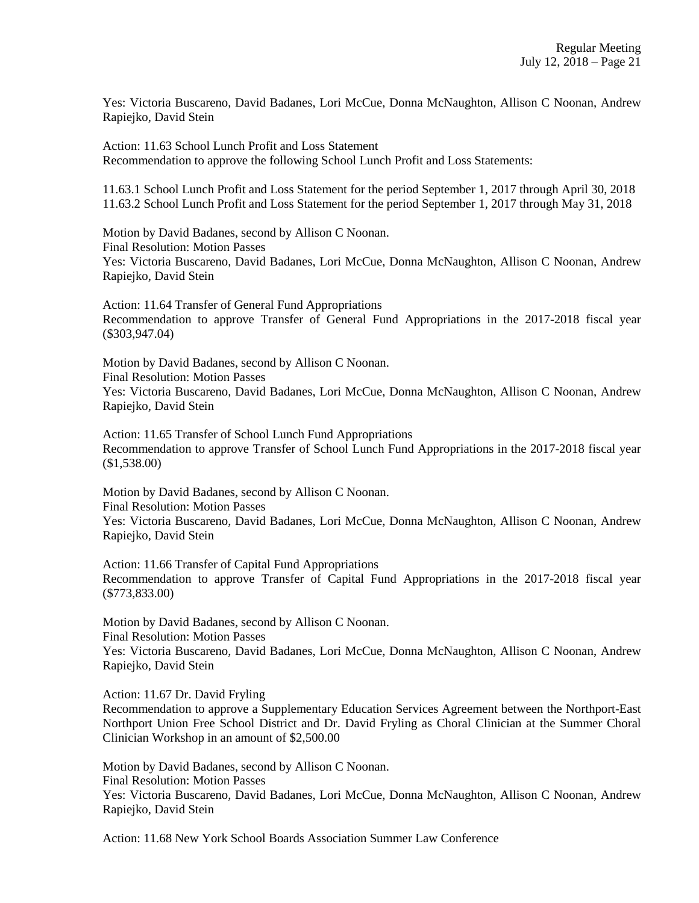Yes: Victoria Buscareno, David Badanes, Lori McCue, Donna McNaughton, Allison C Noonan, Andrew Rapiejko, David Stein

Action: 11.63 School Lunch Profit and Loss Statement
Recommendation to approve the following School Lunch Profit and Loss Statements:

11.63.1 School Lunch Profit and Loss Statement for the period September 1, 2017 through April 30, 2018
11.63.2 School Lunch Profit and Loss Statement for the period September 1, 2017 through May 31, 2018

Motion by David Badanes, second by Allison C Noonan.
Final Resolution: Motion Passes
Yes: Victoria Buscareno, David Badanes, Lori McCue, Donna McNaughton, Allison C Noonan, Andrew Rapiejko, David Stein

Action: 11.64 Transfer of General Fund Appropriations
Recommendation to approve Transfer of General Fund Appropriations in the 2017-2018 fiscal year ($303,947.04)

Motion by David Badanes, second by Allison C Noonan.
Final Resolution: Motion Passes
Yes: Victoria Buscareno, David Badanes, Lori McCue, Donna McNaughton, Allison C Noonan, Andrew Rapiejko, David Stein

Action: 11.65 Transfer of School Lunch Fund Appropriations
Recommendation to approve Transfer of School Lunch Fund Appropriations in the 2017-2018 fiscal year ($1,538.00)

Motion by David Badanes, second by Allison C Noonan.
Final Resolution: Motion Passes
Yes: Victoria Buscareno, David Badanes, Lori McCue, Donna McNaughton, Allison C Noonan, Andrew Rapiejko, David Stein

Action: 11.66 Transfer of Capital Fund Appropriations
Recommendation to approve Transfer of Capital Fund Appropriations in the 2017-2018 fiscal year ($773,833.00)

Motion by David Badanes, second by Allison C Noonan.
Final Resolution: Motion Passes
Yes: Victoria Buscareno, David Badanes, Lori McCue, Donna McNaughton, Allison C Noonan, Andrew Rapiejko, David Stein

Action: 11.67 Dr. David Fryling
Recommendation to approve a Supplementary Education Services Agreement between the Northport-East Northport Union Free School District and Dr. David Fryling as Choral Clinician at the Summer Choral Clinician Workshop in an amount of $2,500.00

Motion by David Badanes, second by Allison C Noonan.
Final Resolution: Motion Passes
Yes: Victoria Buscareno, David Badanes, Lori McCue, Donna McNaughton, Allison C Noonan, Andrew Rapiejko, David Stein

Action: 11.68 New York School Boards Association Summer Law Conference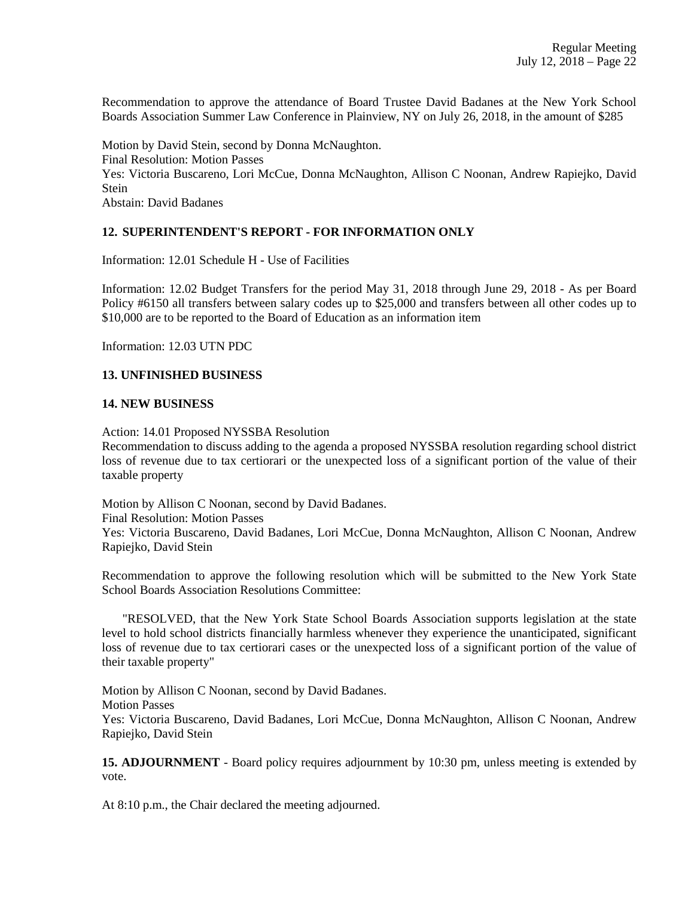Recommendation to approve the attendance of Board Trustee David Badanes at the New York School Boards Association Summer Law Conference in Plainview, NY on July 26, 2018, in the amount of $285

Motion by David Stein, second by Donna McNaughton.
Final Resolution: Motion Passes
Yes: Victoria Buscareno, Lori McCue, Donna McNaughton, Allison C Noonan, Andrew Rapiejko, David Stein
Abstain: David Badanes

## 12. SUPERINTENDENT'S REPORT - FOR INFORMATION ONLY

Information: 12.01 Schedule H - Use of Facilities

Information: 12.02 Budget Transfers for the period May 31, 2018 through June 29, 2018 - As per Board Policy #6150 all transfers between salary codes up to $25,000 and transfers between all other codes up to $10,000 are to be reported to the Board of Education as an information item

Information: 12.03 UTN PDC

## 13. UNFINISHED BUSINESS

## 14. NEW BUSINESS

Action: 14.01 Proposed NYSSBA Resolution
Recommendation to discuss adding to the agenda a proposed NYSSBA resolution regarding school district loss of revenue due to tax certiorari or the unexpected loss of a significant portion of the value of their taxable property

Motion by Allison C Noonan, second by David Badanes.
Final Resolution: Motion Passes
Yes: Victoria Buscareno, David Badanes, Lori McCue, Donna McNaughton, Allison C Noonan, Andrew Rapiejko, David Stein

Recommendation to approve the following resolution which will be submitted to the New York State School Boards Association Resolutions Committee:

"RESOLVED, that the New York State School Boards Association supports legislation at the state level to hold school districts financially harmless whenever they experience the unanticipated, significant loss of revenue due to tax certiorari cases or the unexpected loss of a significant portion of the value of their taxable property"

Motion by Allison C Noonan, second by David Badanes.
Motion Passes
Yes: Victoria Buscareno, David Badanes, Lori McCue, Donna McNaughton, Allison C Noonan, Andrew Rapiejko, David Stein

**15. ADJOURNMENT** - Board policy requires adjournment by 10:30 pm, unless meeting is extended by vote.

At 8:10 p.m., the Chair declared the meeting adjourned.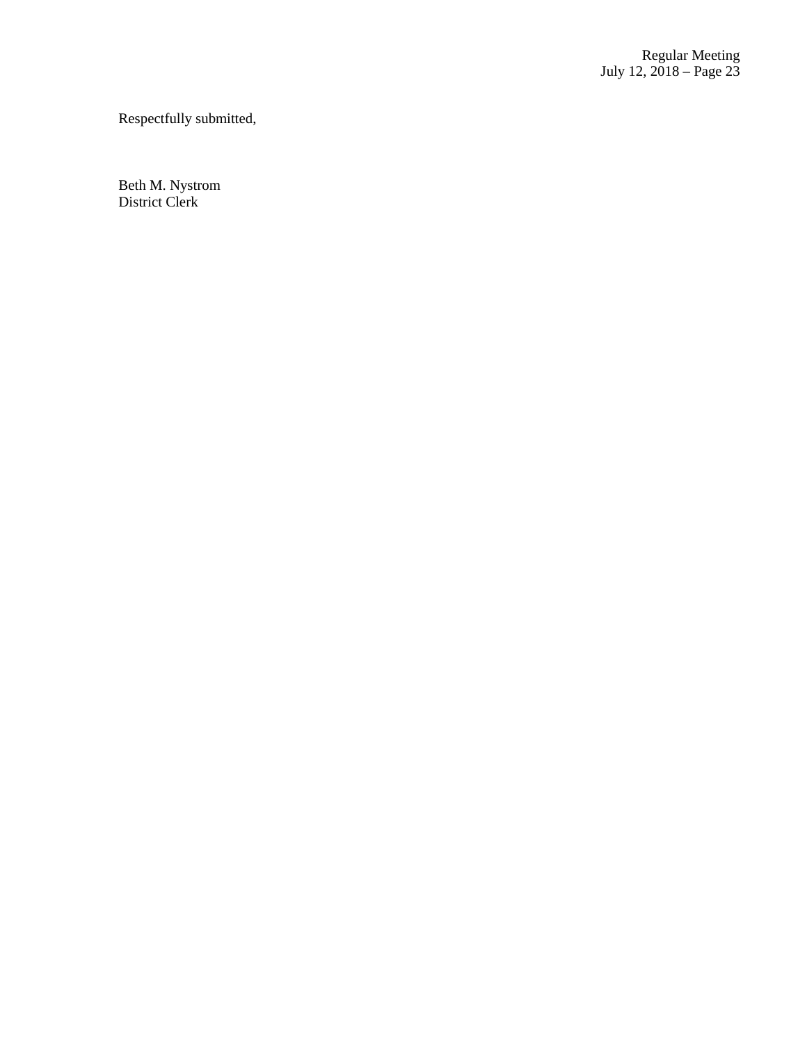Respectfully submitted,

Beth M. Nystrom
District Clerk